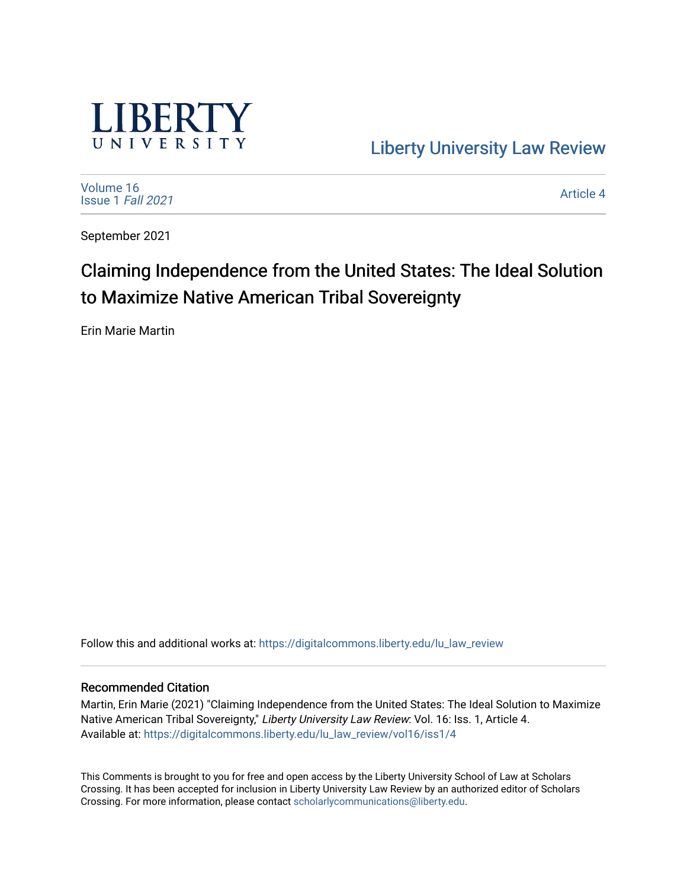LIBERTY UNIVERSITY

Liberty University Law Review

Volume 16
Issue 1 *Fall 2021*

Article 4

September 2021

# Claiming Independence from the United States: The Ideal Solution to Maximize Native American Tribal Sovereignty

Erin Marie Martin

Follow this and additional works at: https://digitalcommons.liberty.edu/lu_law_review

## Recommended Citation

Martin, Erin Marie (2021) "Claiming Independence from the United States: The Ideal Solution to Maximize Native American Tribal Sovereignty," *Liberty University Law Review*: Vol. 16: Iss. 1, Article 4.
Available at: https://digitalcommons.liberty.edu/lu_law_review/vol16/iss1/4

This Comments is brought to you for free and open access by the Liberty University School of Law at Scholars Crossing. It has been accepted for inclusion in Liberty University Law Review by an authorized editor of Scholars Crossing. For more information, please contact scholarlycommunications@liberty.edu.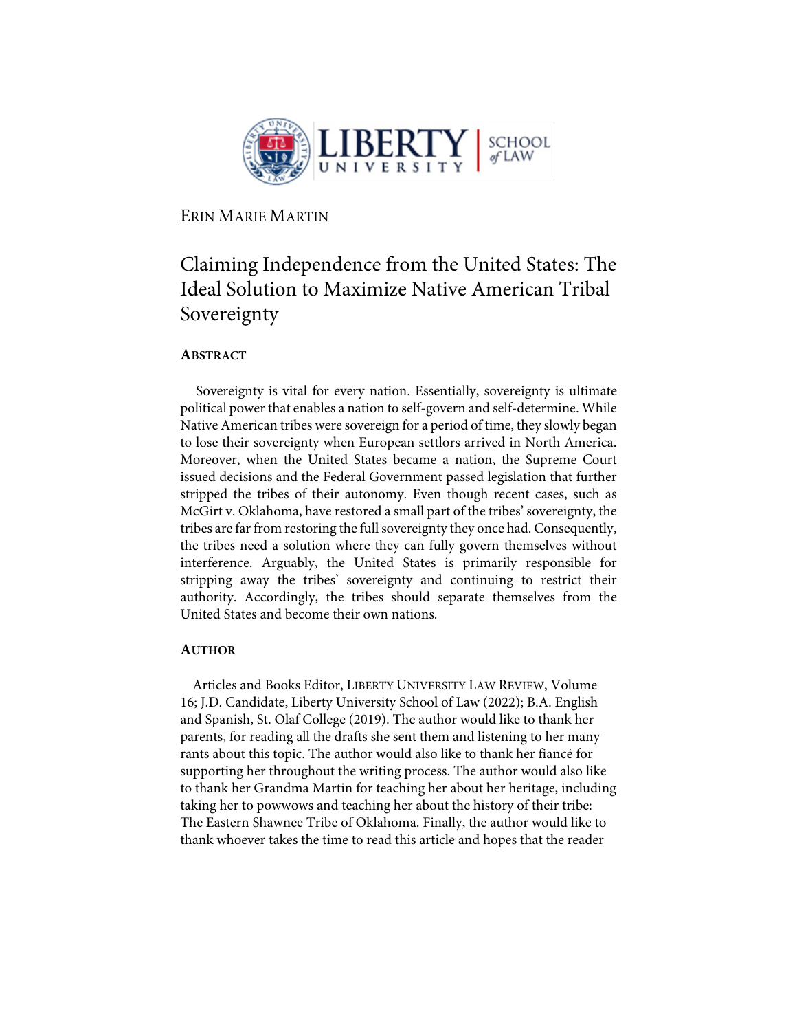ERIN MARIE MARTIN

# Claiming Independence from the United States: The Ideal Solution to Maximize Native American Tribal Sovereignty

## ABSTRACT

Sovereignty is vital for every nation. Essentially, sovereignty is ultimate political power that enables a nation to self-govern and self-determine. While Native American tribes were sovereign for a period of time, they slowly began to lose their sovereignty when European settlors arrived in North America. Moreover, when the United States became a nation, the Supreme Court issued decisions and the Federal Government passed legislation that further stripped the tribes of their autonomy. Even though recent cases, such as McGirt v. Oklahoma, have restored a small part of the tribes' sovereignty, the tribes are far from restoring the full sovereignty they once had. Consequently, the tribes need a solution where they can fully govern themselves without interference. Arguably, the United States is primarily responsible for stripping away the tribes' sovereignty and continuing to restrict their authority. Accordingly, the tribes should separate themselves from the United States and become their own nations.

## AUTHOR

Articles and Books Editor, LIBERTY UNIVERSITY LAW REVIEW, Volume 16; J.D. Candidate, Liberty University School of Law (2022); B.A. English and Spanish, St. Olaf College (2019). The author would like to thank her parents, for reading all the drafts she sent them and listening to her many rants about this topic. The author would also like to thank her fiancé for supporting her throughout the writing process. The author would also like to thank her Grandma Martin for teaching her about her heritage, including taking her to powwows and teaching her about the history of their tribe: The Eastern Shawnee Tribe of Oklahoma. Finally, the author would like to thank whoever takes the time to read this article and hopes that the reader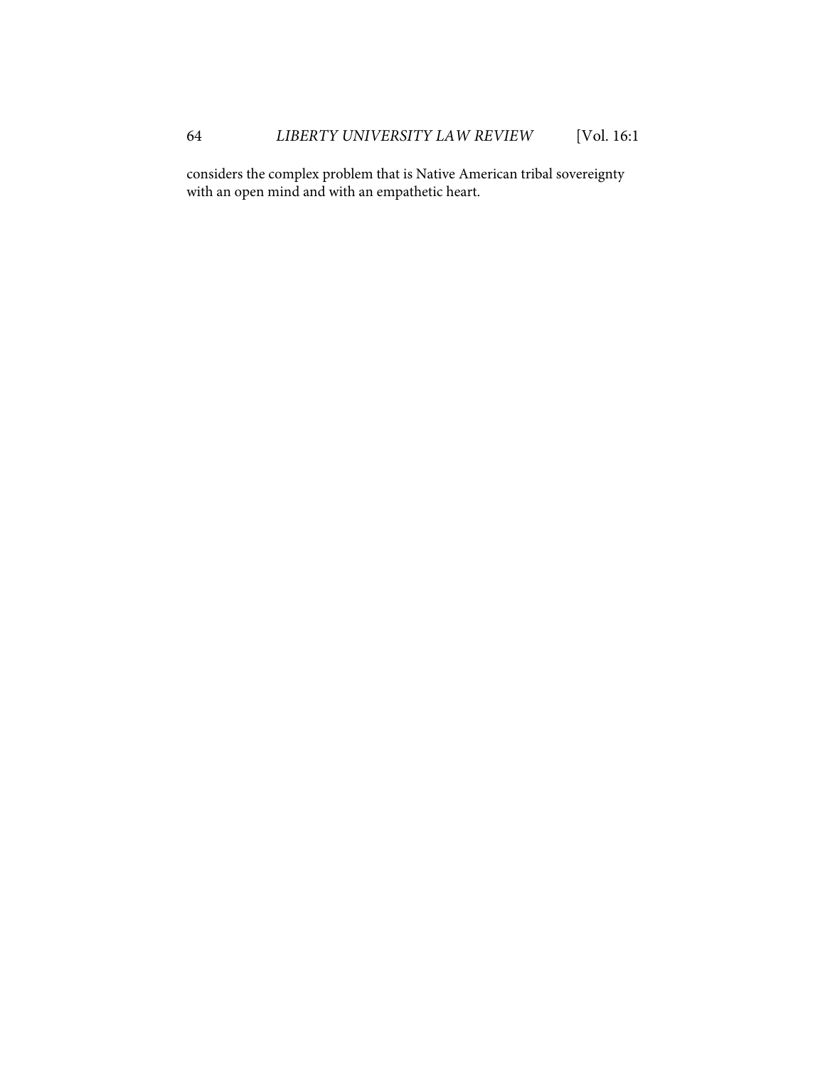considers the complex problem that is Native American tribal sovereignty with an open mind and with an empathetic heart.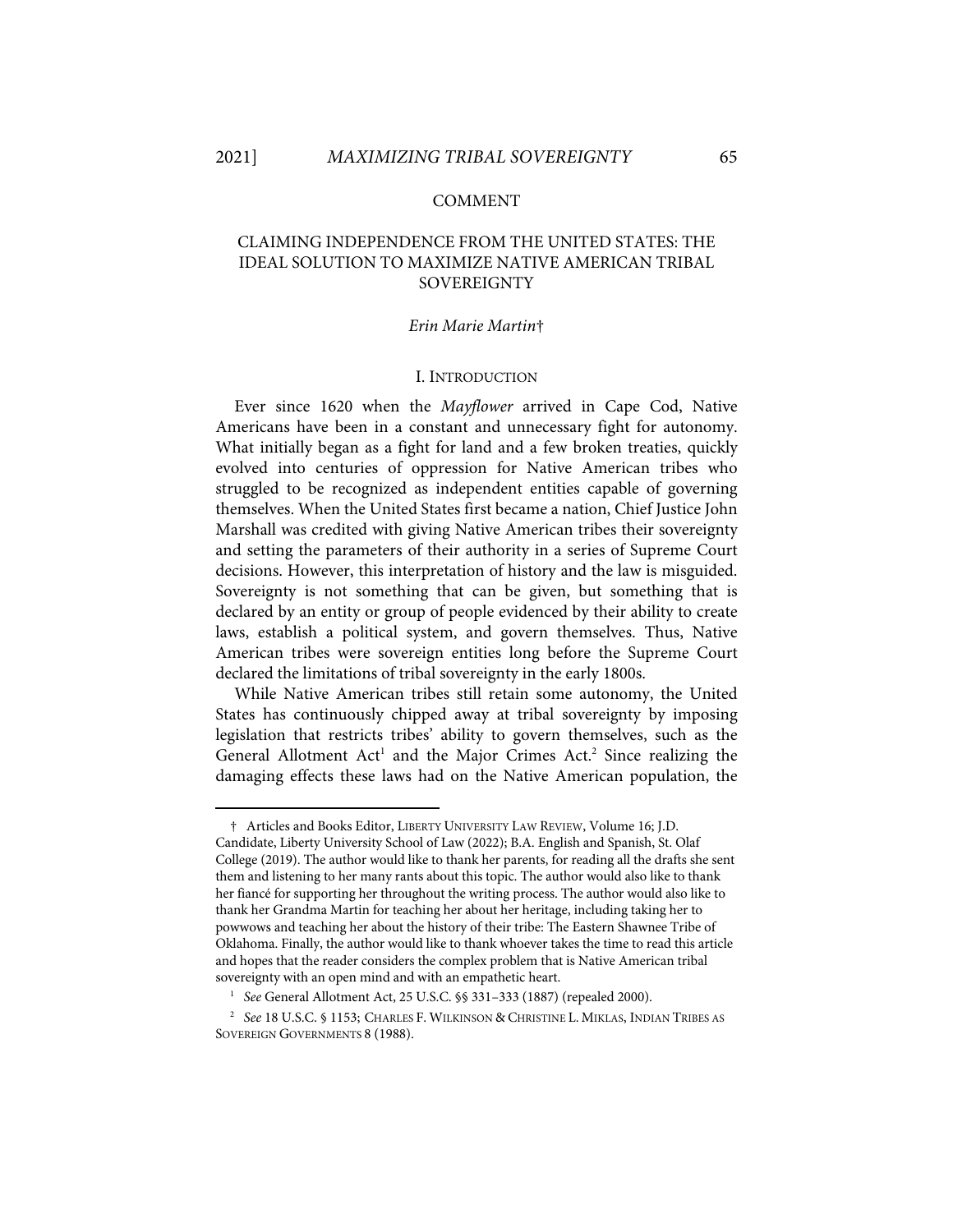COMMENT

# CLAIMING INDEPENDENCE FROM THE UNITED STATES: THE IDEAL SOLUTION TO MAXIMIZE NATIVE AMERICAN TRIBAL SOVEREIGNTY

*Erin Marie Martin*†

## I. INTRODUCTION

Ever since 1620 when the *Mayflower* arrived in Cape Cod, Native Americans have been in a constant and unnecessary fight for autonomy. What initially began as a fight for land and a few broken treaties, quickly evolved into centuries of oppression for Native American tribes who struggled to be recognized as independent entities capable of governing themselves. When the United States first became a nation, Chief Justice John Marshall was credited with giving Native American tribes their sovereignty and setting the parameters of their authority in a series of Supreme Court decisions. However, this interpretation of history and the law is misguided. Sovereignty is not something that can be given, but something that is declared by an entity or group of people evidenced by their ability to create laws, establish a political system, and govern themselves. Thus, Native American tribes were sovereign entities long before the Supreme Court declared the limitations of tribal sovereignty in the early 1800s.

While Native American tribes still retain some autonomy, the United States has continuously chipped away at tribal sovereignty by imposing legislation that restricts tribes' ability to govern themselves, such as the General Allotment Act[1] and the Major Crimes Act.[2] Since realizing the damaging effects these laws had on the Native American population, the

---

† Articles and Books Editor, LIBERTY UNIVERSITY LAW REVIEW, Volume 16; J.D. Candidate, Liberty University School of Law (2022); B.A. English and Spanish, St. Olaf College (2019). The author would like to thank her parents, for reading all the drafts she sent them and listening to her many rants about this topic. The author would also like to thank her fiancé for supporting her throughout the writing process. The author would also like to thank her Grandma Martin for teaching her about her heritage, including taking her to powwows and teaching her about the history of their tribe: The Eastern Shawnee Tribe of Oklahoma. Finally, the author would like to thank whoever takes the time to read this article and hopes that the reader considers the complex problem that is Native American tribal sovereignty with an open mind and with an empathetic heart.

[1] *See* General Allotment Act, 25 U.S.C. §§ 331–333 (1887) (repealed 2000).

[2] *See* 18 U.S.C. § 1153; CHARLES F. WILKINSON & CHRISTINE L. MIKLAS, INDIAN TRIBES AS SOVEREIGN GOVERNMENTS 8 (1988).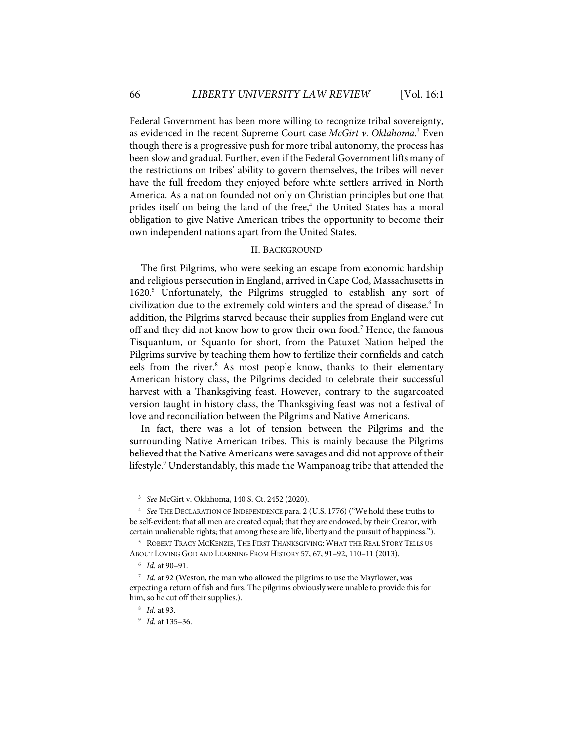Federal Government has been more willing to recognize tribal sovereignty, as evidenced in the recent Supreme Court case *McGirt v. Oklahoma*.[3] Even though there is a progressive push for more tribal autonomy, the process has been slow and gradual. Further, even if the Federal Government lifts many of the restrictions on tribes' ability to govern themselves, the tribes will never have the full freedom they enjoyed before white settlers arrived in North America. As a nation founded not only on Christian principles but one that prides itself on being the land of the free,[4] the United States has a moral obligation to give Native American tribes the opportunity to become their own independent nations apart from the United States.

## II. BACKGROUND

The first Pilgrims, who were seeking an escape from economic hardship and religious persecution in England, arrived in Cape Cod, Massachusetts in 1620.[5] Unfortunately, the Pilgrims struggled to establish any sort of civilization due to the extremely cold winters and the spread of disease.[6] In addition, the Pilgrims starved because their supplies from England were cut off and they did not know how to grow their own food.[7] Hence, the famous Tisquantum, or Squanto for short, from the Patuxet Nation helped the Pilgrims survive by teaching them how to fertilize their cornfields and catch eels from the river.[8] As most people know, thanks to their elementary American history class, the Pilgrims decided to celebrate their successful harvest with a Thanksgiving feast. However, contrary to the sugarcoated version taught in history class, the Thanksgiving feast was not a festival of love and reconciliation between the Pilgrims and Native Americans.

In fact, there was a lot of tension between the Pilgrims and the surrounding Native American tribes. This is mainly because the Pilgrims believed that the Native Americans were savages and did not approve of their lifestyle.[9] Understandably, this made the Wampanoag tribe that attended the

---

[3] *See* McGirt v. Oklahoma, 140 S. Ct. 2452 (2020).

[4] *See* THE DECLARATION OF INDEPENDENCE para. 2 (U.S. 1776) ("We hold these truths to be self-evident: that all men are created equal; that they are endowed, by their Creator, with certain unalienable rights; that among these are life, liberty and the pursuit of happiness.").

[5] ROBERT TRACY MCKENZIE, THE FIRST THANKSGIVING: WHAT THE REAL STORY TELLS US ABOUT LOVING GOD AND LEARNING FROM HISTORY 57, 67, 91–92, 110–11 (2013).

[6] *Id.* at 90–91.

[7] *Id.* at 92 (Weston, the man who allowed the pilgrims to use the Mayflower, was expecting a return of fish and furs. The pilgrims obviously were unable to provide this for him, so he cut off their supplies.).

[8] *Id.* at 93.

[9] *Id.* at 135–36.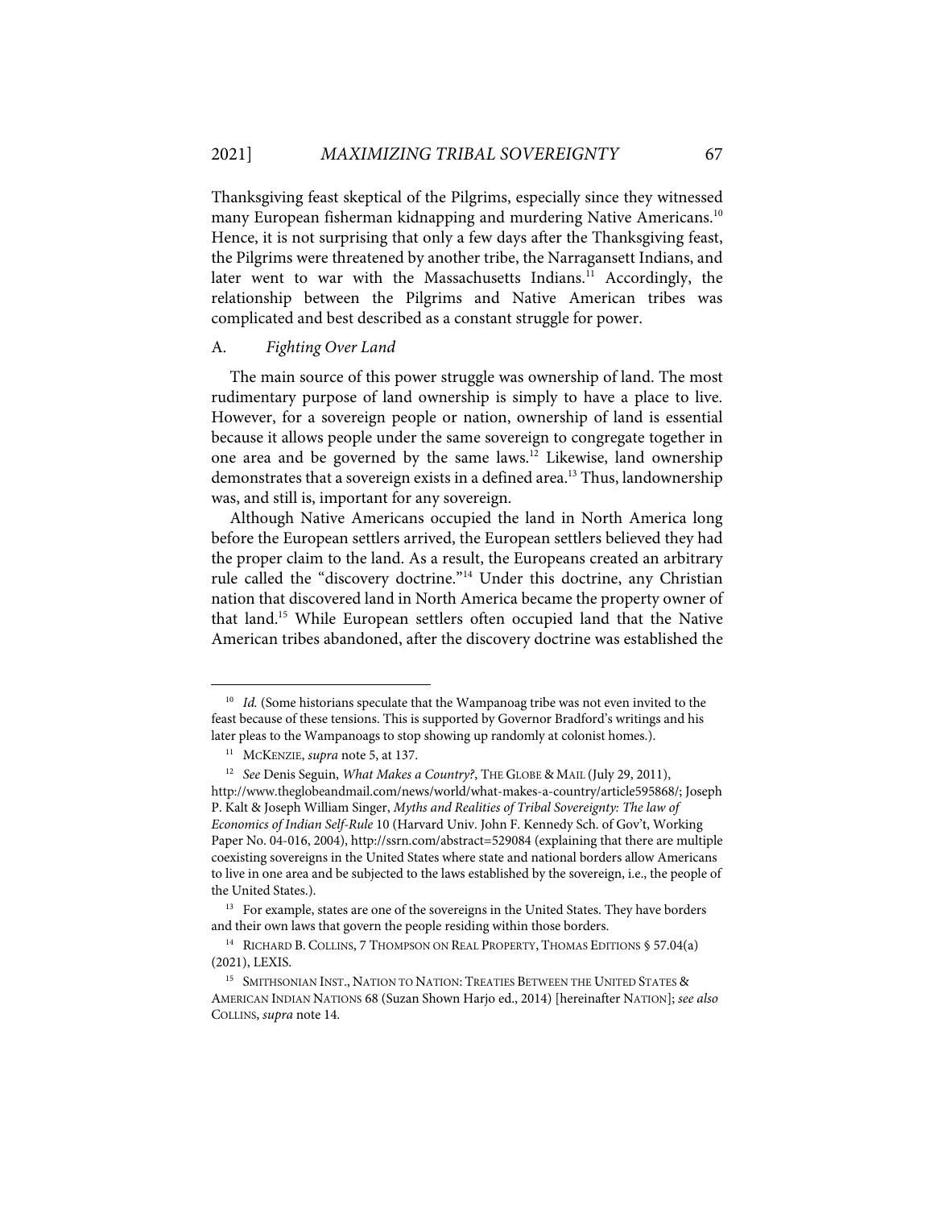Thanksgiving feast skeptical of the Pilgrims, especially since they witnessed many European fisherman kidnapping and murdering Native Americans.[10] Hence, it is not surprising that only a few days after the Thanksgiving feast, the Pilgrims were threatened by another tribe, the Narragansett Indians, and later went to war with the Massachusetts Indians.[11] Accordingly, the relationship between the Pilgrims and Native American tribes was complicated and best described as a constant struggle for power.

### A. *Fighting Over Land*

The main source of this power struggle was ownership of land. The most rudimentary purpose of land ownership is simply to have a place to live. However, for a sovereign people or nation, ownership of land is essential because it allows people under the same sovereign to congregate together in one area and be governed by the same laws.[12] Likewise, land ownership demonstrates that a sovereign exists in a defined area.[13] Thus, landownership was, and still is, important for any sovereign.

Although Native Americans occupied the land in North America long before the European settlers arrived, the European settlers believed they had the proper claim to the land. As a result, the Europeans created an arbitrary rule called the "discovery doctrine."[14] Under this doctrine, any Christian nation that discovered land in North America became the property owner of that land.[15] While European settlers often occupied land that the Native American tribes abandoned, after the discovery doctrine was established the

---

[10] *Id.* (Some historians speculate that the Wampanoag tribe was not even invited to the feast because of these tensions. This is supported by Governor Bradford's writings and his later pleas to the Wampanoags to stop showing up randomly at colonist homes.).

[11] MCKENZIE, *supra* note 5, at 137.

[12] *See* Denis Seguin, *What Makes a Country?*, THE GLOBE & MAIL (July 29, 2011), http://www.theglobeandmail.com/news/world/what-makes-a-country/article595868/; Joseph P. Kalt & Joseph William Singer, *Myths and Realities of Tribal Sovereignty: The law of Economics of Indian Self-Rule* 10 (Harvard Univ. John F. Kennedy Sch. of Gov't, Working Paper No. 04-016, 2004), http://ssrn.com/abstract=529084 (explaining that there are multiple coexisting sovereigns in the United States where state and national borders allow Americans to live in one area and be subjected to the laws established by the sovereign, i.e., the people of the United States.).

[13] For example, states are one of the sovereigns in the United States. They have borders and their own laws that govern the people residing within those borders.

[14] RICHARD B. COLLINS, 7 THOMPSON ON REAL PROPERTY, THOMAS EDITIONS § 57.04(a) (2021), LEXIS.

[15] SMITHSONIAN INST., NATION TO NATION: TREATIES BETWEEN THE UNITED STATES & AMERICAN INDIAN NATIONS 68 (Suzan Shown Harjo ed., 2014) [hereinafter NATION]; *see also* COLLINS, *supra* note 14.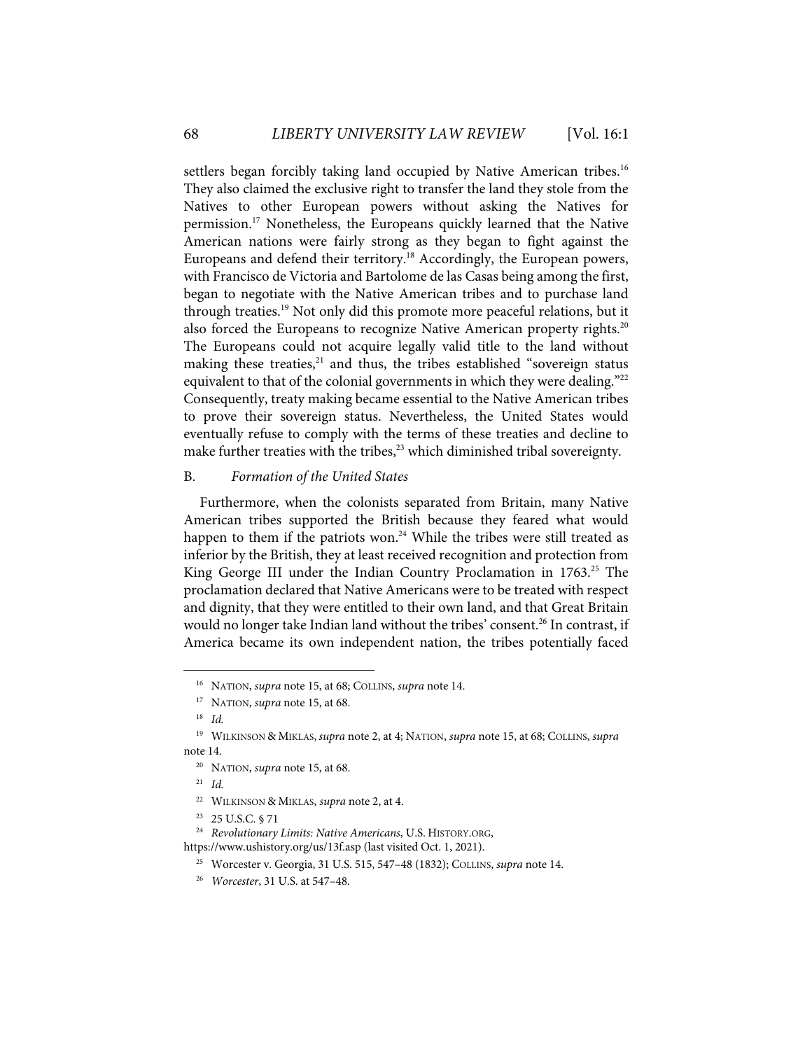settlers began forcibly taking land occupied by Native American tribes.[16] They also claimed the exclusive right to transfer the land they stole from the Natives to other European powers without asking the Natives for permission.[17] Nonetheless, the Europeans quickly learned that the Native American nations were fairly strong as they began to fight against the Europeans and defend their territory.[18] Accordingly, the European powers, with Francisco de Victoria and Bartolome de las Casas being among the first, began to negotiate with the Native American tribes and to purchase land through treaties.[19] Not only did this promote more peaceful relations, but it also forced the Europeans to recognize Native American property rights.[20] The Europeans could not acquire legally valid title to the land without making these treaties,[21] and thus, the tribes established "sovereign status equivalent to that of the colonial governments in which they were dealing."[22] Consequently, treaty making became essential to the Native American tribes to prove their sovereign status. Nevertheless, the United States would eventually refuse to comply with the terms of these treaties and decline to make further treaties with the tribes,[23] which diminished tribal sovereignty.

### B. *Formation of the United States*

Furthermore, when the colonists separated from Britain, many Native American tribes supported the British because they feared what would happen to them if the patriots won.[24] While the tribes were still treated as inferior by the British, they at least received recognition and protection from King George III under the Indian Country Proclamation in 1763.[25] The proclamation declared that Native Americans were to be treated with respect and dignity, that they were entitled to their own land, and that Great Britain would no longer take Indian land without the tribes' consent.[26] In contrast, if America became its own independent nation, the tribes potentially faced

---

16. NATION, *supra* note 15, at 68; COLLINS, *supra* note 14.
17. NATION, *supra* note 15, at 68.
18. *Id.*
19. WILKINSON & MIKLAS, *supra* note 2, at 4; NATION, *supra* note 15, at 68; COLLINS, *supra* note 14.
20. NATION, *supra* note 15, at 68.
21. *Id.*
22. WILKINSON & MIKLAS, *supra* note 2, at 4.
23. 25 U.S.C. § 71
24. *Revolutionary Limits: Native Americans*, U.S. HISTORY.ORG, https://www.ushistory.org/us/13f.asp (last visited Oct. 1, 2021).
25. Worcester v. Georgia, 31 U.S. 515, 547–48 (1832); COLLINS, *supra* note 14.
26. *Worcester*, 31 U.S. at 547–48.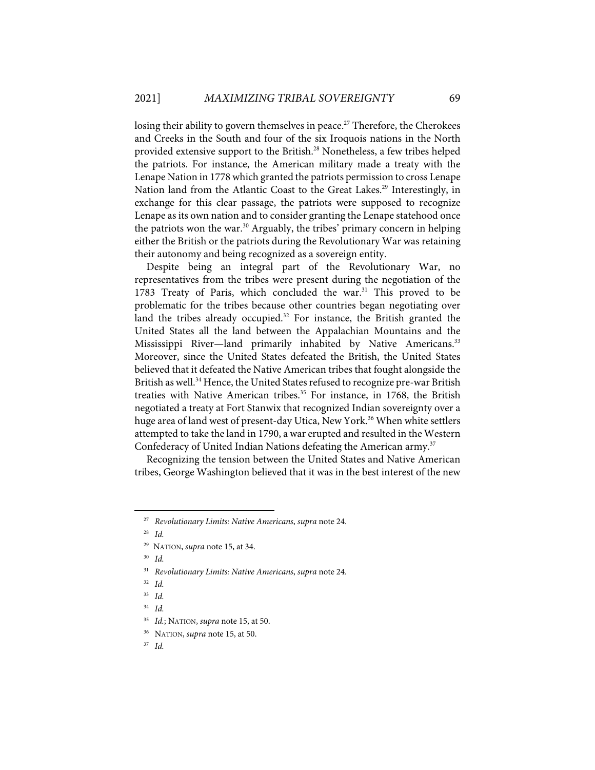losing their ability to govern themselves in peace.[27] Therefore, the Cherokees and Creeks in the South and four of the six Iroquois nations in the North provided extensive support to the British.[28] Nonetheless, a few tribes helped the patriots. For instance, the American military made a treaty with the Lenape Nation in 1778 which granted the patriots permission to cross Lenape Nation land from the Atlantic Coast to the Great Lakes.[29] Interestingly, in exchange for this clear passage, the patriots were supposed to recognize Lenape as its own nation and to consider granting the Lenape statehood once the patriots won the war.[30] Arguably, the tribes' primary concern in helping either the British or the patriots during the Revolutionary War was retaining their autonomy and being recognized as a sovereign entity.

Despite being an integral part of the Revolutionary War, no representatives from the tribes were present during the negotiation of the 1783 Treaty of Paris, which concluded the war.[31] This proved to be problematic for the tribes because other countries began negotiating over land the tribes already occupied.[32] For instance, the British granted the United States all the land between the Appalachian Mountains and the Mississippi River—land primarily inhabited by Native Americans.[33] Moreover, since the United States defeated the British, the United States believed that it defeated the Native American tribes that fought alongside the British as well.[34] Hence, the United States refused to recognize pre-war British treaties with Native American tribes.[35] For instance, in 1768, the British negotiated a treaty at Fort Stanwix that recognized Indian sovereignty over a huge area of land west of present-day Utica, New York.[36] When white settlers attempted to take the land in 1790, a war erupted and resulted in the Western Confederacy of United Indian Nations defeating the American army.[37]

Recognizing the tension between the United States and Native American tribes, George Washington believed that it was in the best interest of the new

---

[27] *Revolutionary Limits: Native Americans*, *supra* note 24.

[28] *Id.*

[29] NATION, *supra* note 15, at 34.

[30] *Id.*

[31] *Revolutionary Limits: Native Americans*, *supra* note 24.

[32] *Id.*

[33] *Id.*

[34] *Id.*

[35] *Id.*; NATION, *supra* note 15, at 50.

[36] NATION, *supra* note 15, at 50.

[37] *Id.*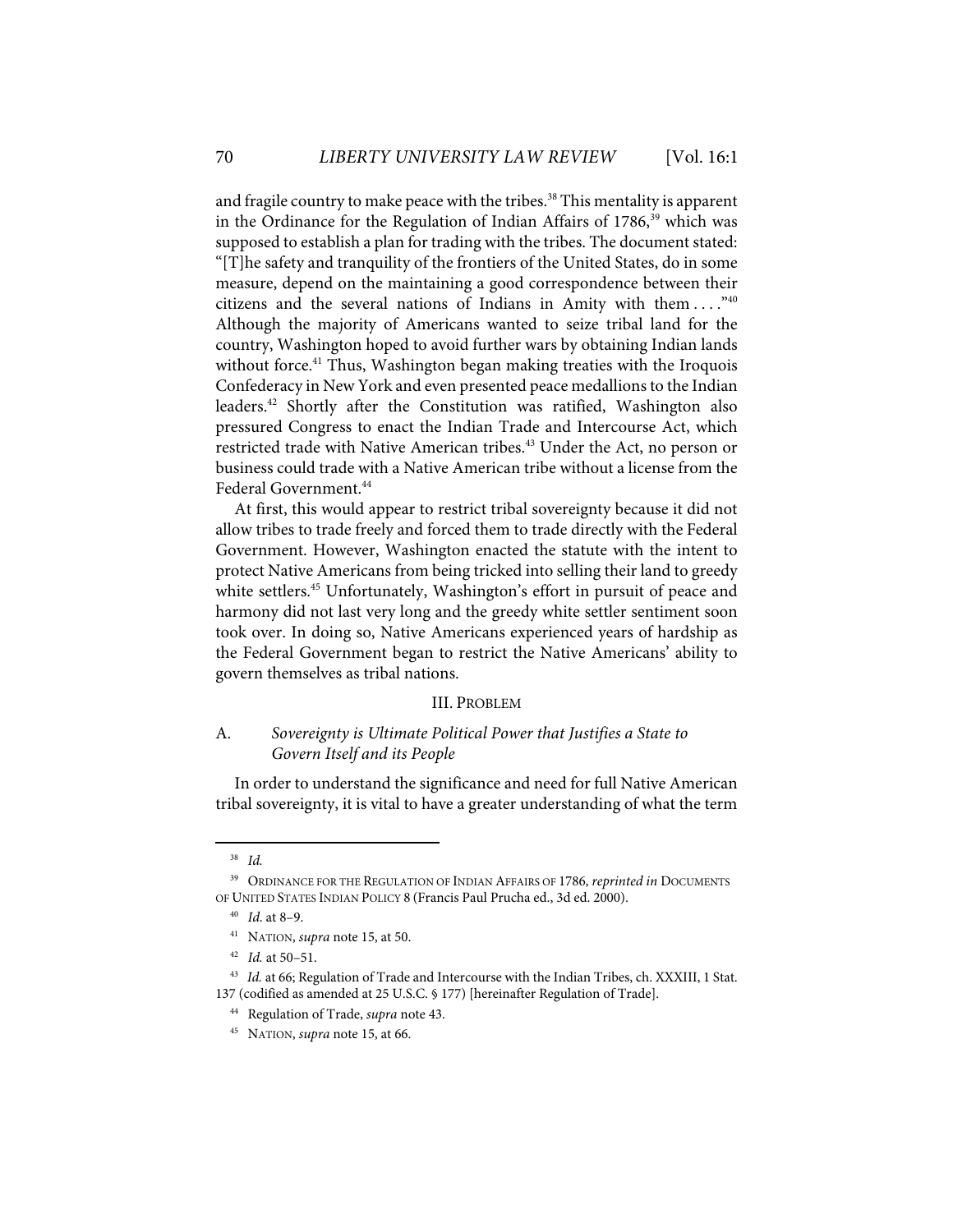and fragile country to make peace with the tribes.[38] This mentality is apparent in the Ordinance for the Regulation of Indian Affairs of 1786,[39] which was supposed to establish a plan for trading with the tribes. The document stated: "[T]he safety and tranquility of the frontiers of the United States, do in some measure, depend on the maintaining a good correspondence between their citizens and the several nations of Indians in Amity with them . . . ."[40] Although the majority of Americans wanted to seize tribal land for the country, Washington hoped to avoid further wars by obtaining Indian lands without force.[41] Thus, Washington began making treaties with the Iroquois Confederacy in New York and even presented peace medallions to the Indian leaders.[42] Shortly after the Constitution was ratified, Washington also pressured Congress to enact the Indian Trade and Intercourse Act, which restricted trade with Native American tribes.[43] Under the Act, no person or business could trade with a Native American tribe without a license from the Federal Government.[44]

At first, this would appear to restrict tribal sovereignty because it did not allow tribes to trade freely and forced them to trade directly with the Federal Government. However, Washington enacted the statute with the intent to protect Native Americans from being tricked into selling their land to greedy white settlers.[45] Unfortunately, Washington's effort in pursuit of peace and harmony did not last very long and the greedy white settler sentiment soon took over. In doing so, Native Americans experienced years of hardship as the Federal Government began to restrict the Native Americans' ability to govern themselves as tribal nations.

## III. PROBLEM

### A. *Sovereignty is Ultimate Political Power that Justifies a State to Govern Itself and its People*

In order to understand the significance and need for full Native American tribal sovereignty, it is vital to have a greater understanding of what the term

---

[38] *Id.*

[39] ORDINANCE FOR THE REGULATION OF INDIAN AFFAIRS OF 1786, *reprinted in* DOCUMENTS OF UNITED STATES INDIAN POLICY 8 (Francis Paul Prucha ed., 3d ed. 2000).

[40] *Id.* at 8–9.

[41] NATION, *supra* note 15, at 50.

[42] *Id.* at 50–51.

[43] *Id.* at 66; Regulation of Trade and Intercourse with the Indian Tribes, ch. XXXIII, 1 Stat. 137 (codified as amended at 25 U.S.C. § 177) [hereinafter Regulation of Trade].

[44] Regulation of Trade, *supra* note 43.

[45] NATION, *supra* note 15, at 66.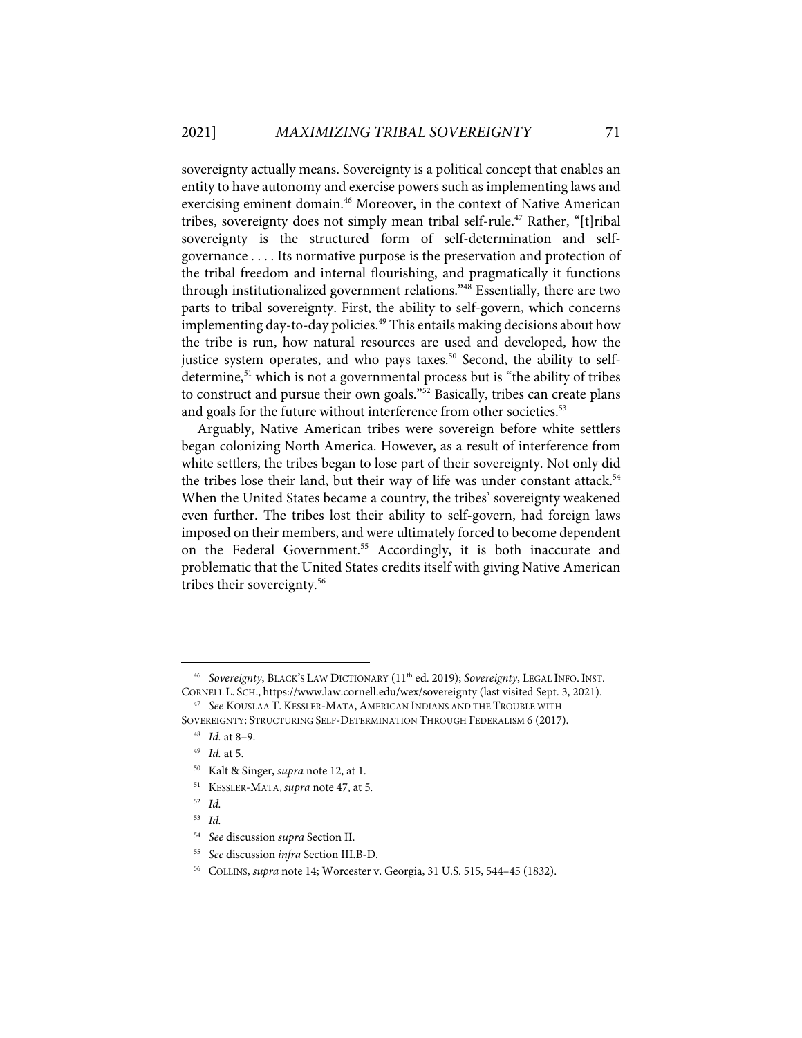sovereignty actually means. Sovereignty is a political concept that enables an entity to have autonomy and exercise powers such as implementing laws and exercising eminent domain.[46] Moreover, in the context of Native American tribes, sovereignty does not simply mean tribal self-rule.[47] Rather, "[t]ribal sovereignty is the structured form of self-determination and self-governance . . . . Its normative purpose is the preservation and protection of the tribal freedom and internal flourishing, and pragmatically it functions through institutionalized government relations."[48] Essentially, there are two parts to tribal sovereignty. First, the ability to self-govern, which concerns implementing day-to-day policies.[49] This entails making decisions about how the tribe is run, how natural resources are used and developed, how the justice system operates, and who pays taxes.[50] Second, the ability to self-determine,[51] which is not a governmental process but is "the ability of tribes to construct and pursue their own goals."[52] Basically, tribes can create plans and goals for the future without interference from other societies.[53]

Arguably, Native American tribes were sovereign before white settlers began colonizing North America. However, as a result of interference from white settlers, the tribes began to lose part of their sovereignty. Not only did the tribes lose their land, but their way of life was under constant attack.[54] When the United States became a country, the tribes' sovereignty weakened even further. The tribes lost their ability to self-govern, had foreign laws imposed on their members, and were ultimately forced to become dependent on the Federal Government.[55] Accordingly, it is both inaccurate and problematic that the United States credits itself with giving Native American tribes their sovereignty.[56]

---

[46] *Sovereignty*, BLACK'S LAW DICTIONARY (11th ed. 2019); *Sovereignty*, LEGAL INFO. INST. CORNELL L. SCH., https://www.law.cornell.edu/wex/sovereignty (last visited Sept. 3, 2021).

[47] *See* KOUSLAA T. KESSLER-MATA, AMERICAN INDIANS AND THE TROUBLE WITH SOVEREIGNTY: STRUCTURING SELF-DETERMINATION THROUGH FEDERALISM 6 (2017).

[48] *Id.* at 8–9.

[49] *Id.* at 5.

[50] Kalt & Singer, *supra* note 12, at 1.

[51] KESSLER-MATA, *supra* note 47, at 5.

[52] *Id.*

[53] *Id.*

[54] *See* discussion *supra* Section II.

[55] *See* discussion *infra* Section III.B-D.

[56] COLLINS, *supra* note 14; Worcester v. Georgia, 31 U.S. 515, 544–45 (1832).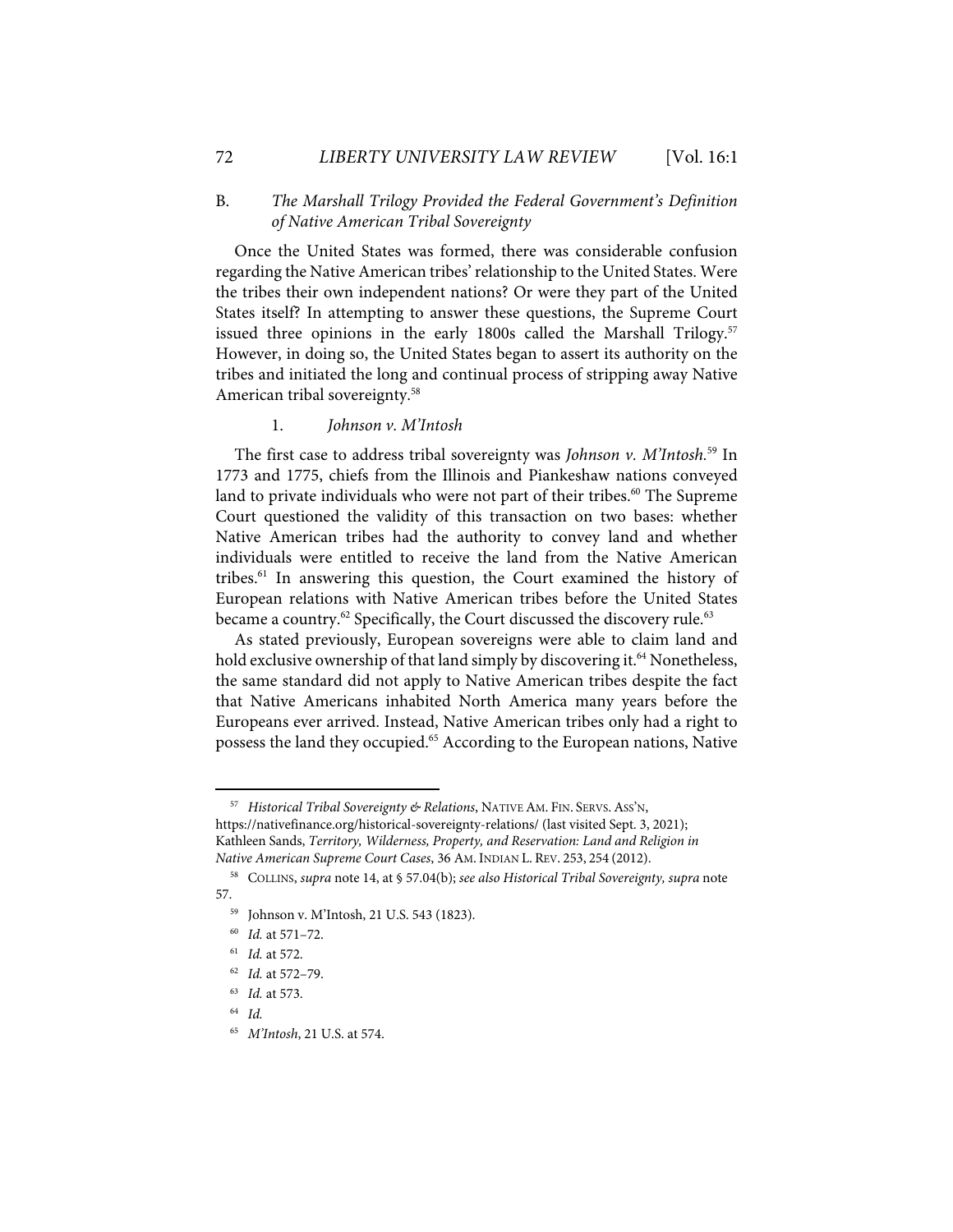### B. *The Marshall Trilogy Provided the Federal Government's Definition of Native American Tribal Sovereignty*

Once the United States was formed, there was considerable confusion regarding the Native American tribes' relationship to the United States. Were the tribes their own independent nations? Or were they part of the United States itself? In attempting to answer these questions, the Supreme Court issued three opinions in the early 1800s called the Marshall Trilogy.[57] However, in doing so, the United States began to assert its authority on the tribes and initiated the long and continual process of stripping away Native American tribal sovereignty.[58]

#### 1. *Johnson v. M'Intosh*

The first case to address tribal sovereignty was *Johnson v. M'Intosh*.[59] In 1773 and 1775, chiefs from the Illinois and Piankeshaw nations conveyed land to private individuals who were not part of their tribes.[60] The Supreme Court questioned the validity of this transaction on two bases: whether Native American tribes had the authority to convey land and whether individuals were entitled to receive the land from the Native American tribes.[61] In answering this question, the Court examined the history of European relations with Native American tribes before the United States became a country.[62] Specifically, the Court discussed the discovery rule.[63]

As stated previously, European sovereigns were able to claim land and hold exclusive ownership of that land simply by discovering it.[64] Nonetheless, the same standard did not apply to Native American tribes despite the fact that Native Americans inhabited North America many years before the Europeans ever arrived. Instead, Native American tribes only had a right to possess the land they occupied.[65] According to the European nations, Native

---

[57] *Historical Tribal Sovereignty & Relations*, NATIVE AM. FIN. SERVS. ASS'N, https://nativefinance.org/historical-sovereignty-relations/ (last visited Sept. 3, 2021); Kathleen Sands, *Territory, Wilderness, Property, and Reservation: Land and Religion in Native American Supreme Court Cases*, 36 AM. INDIAN L. REV. 253, 254 (2012).

[58] COLLINS, *supra* note 14, at § 57.04(b); *see also Historical Tribal Sovereignty, supra* note 57.

[59] Johnson v. M'Intosh, 21 U.S. 543 (1823).

[60] *Id.* at 571–72.

[61] *Id.* at 572.

[62] *Id.* at 572–79.

[63] *Id.* at 573.

[64] *Id.*

[65] *M'Intosh*, 21 U.S. at 574.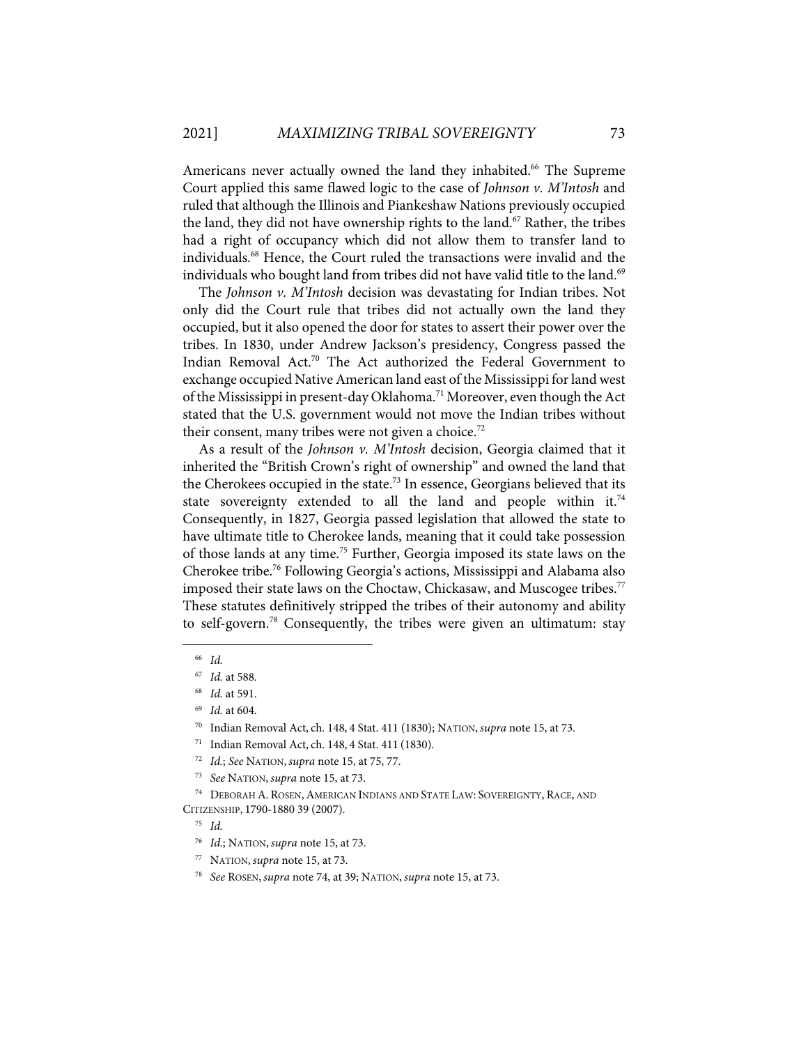Americans never actually owned the land they inhabited.[66] The Supreme Court applied this same flawed logic to the case of *Johnson v. M'Intosh* and ruled that although the Illinois and Piankeshaw Nations previously occupied the land, they did not have ownership rights to the land.[67] Rather, the tribes had a right of occupancy which did not allow them to transfer land to individuals.[68] Hence, the Court ruled the transactions were invalid and the individuals who bought land from tribes did not have valid title to the land.[69]

The *Johnson v. M'Intosh* decision was devastating for Indian tribes. Not only did the Court rule that tribes did not actually own the land they occupied, but it also opened the door for states to assert their power over the tribes. In 1830, under Andrew Jackson's presidency, Congress passed the Indian Removal Act.[70] The Act authorized the Federal Government to exchange occupied Native American land east of the Mississippi for land west of the Mississippi in present-day Oklahoma.[71] Moreover, even though the Act stated that the U.S. government would not move the Indian tribes without their consent, many tribes were not given a choice.[72]

As a result of the *Johnson v. M'Intosh* decision, Georgia claimed that it inherited the "British Crown's right of ownership" and owned the land that the Cherokees occupied in the state.[73] In essence, Georgians believed that its state sovereignty extended to all the land and people within it.[74] Consequently, in 1827, Georgia passed legislation that allowed the state to have ultimate title to Cherokee lands, meaning that it could take possession of those lands at any time.[75] Further, Georgia imposed its state laws on the Cherokee tribe.[76] Following Georgia's actions, Mississippi and Alabama also imposed their state laws on the Choctaw, Chickasaw, and Muscogee tribes.[77] These statutes definitively stripped the tribes of their autonomy and ability to self-govern.[78] Consequently, the tribes were given an ultimatum: stay

---

[66] *Id.*

[67] *Id.* at 588.

[68] *Id.* at 591.

[69] *Id.* at 604.

[70] Indian Removal Act, ch. 148, 4 Stat. 411 (1830); NATION, *supra* note 15, at 73.

[71] Indian Removal Act, ch. 148, 4 Stat. 411 (1830).

[72] *Id.*; *See* NATION, *supra* note 15, at 75, 77.

[73] *See* NATION, *supra* note 15, at 73.

[74] DEBORAH A. ROSEN, AMERICAN INDIANS AND STATE LAW: SOVEREIGNTY, RACE, AND CITIZENSHIP, 1790-1880 39 (2007).

[75] *Id.*

[76] *Id.*; NATION, *supra* note 15, at 73.

[77] NATION, *supra* note 15, at 73.

[78] *See* ROSEN, *supra* note 74, at 39; NATION, *supra* note 15, at 73.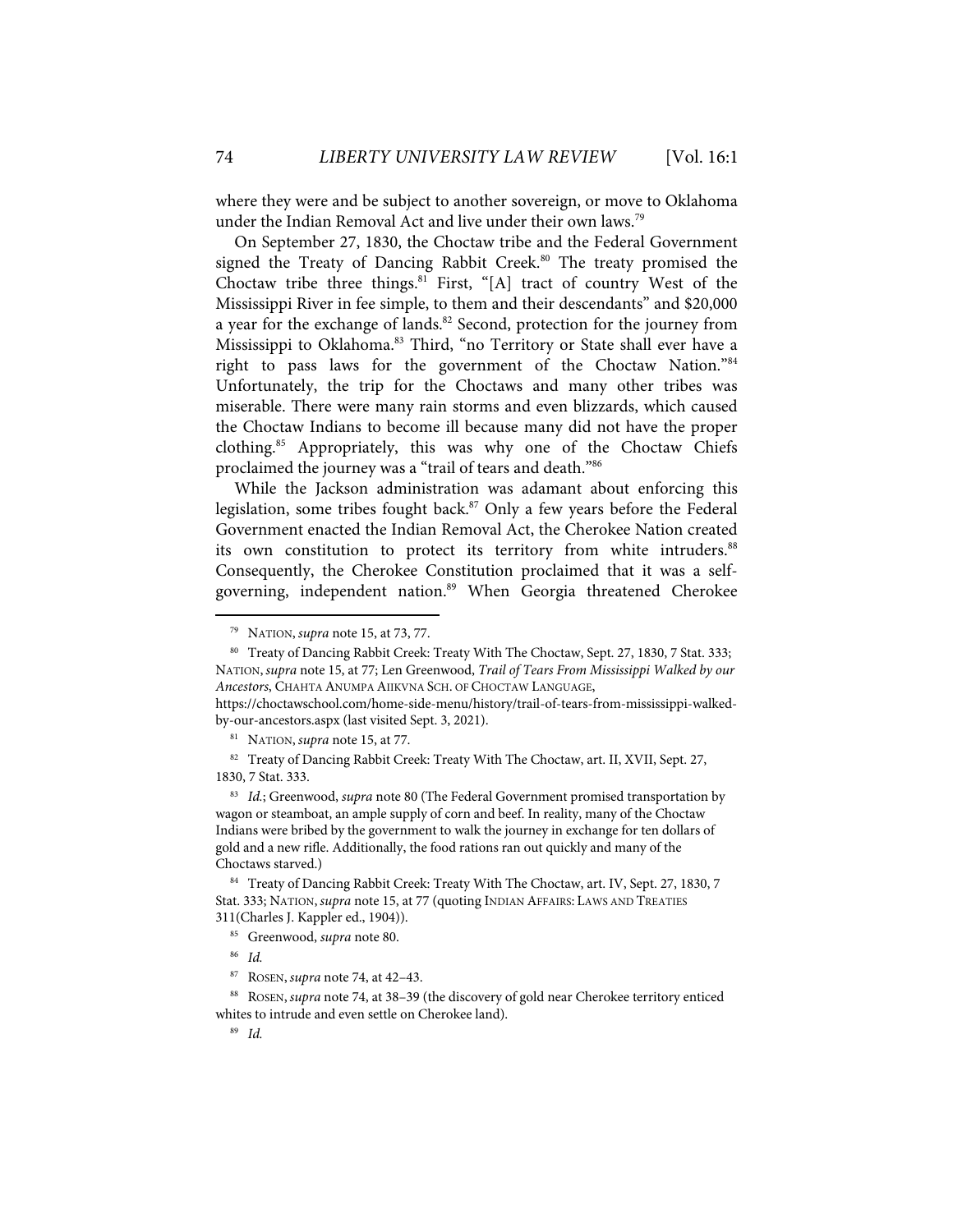where they were and be subject to another sovereign, or move to Oklahoma under the Indian Removal Act and live under their own laws.[79]

On September 27, 1830, the Choctaw tribe and the Federal Government signed the Treaty of Dancing Rabbit Creek.[80] The treaty promised the Choctaw tribe three things.[81] First, "[A] tract of country West of the Mississippi River in fee simple, to them and their descendants" and $20,000 a year for the exchange of lands.[82] Second, protection for the journey from Mississippi to Oklahoma.[83] Third, "no Territory or State shall ever have a right to pass laws for the government of the Choctaw Nation."[84] Unfortunately, the trip for the Choctaws and many other tribes was miserable. There were many rain storms and even blizzards, which caused the Choctaw Indians to become ill because many did not have the proper clothing.[85] Appropriately, this was why one of the Choctaw Chiefs proclaimed the journey was a "trail of tears and death."[86]

While the Jackson administration was adamant about enforcing this legislation, some tribes fought back.[87] Only a few years before the Federal Government enacted the Indian Removal Act, the Cherokee Nation created its own constitution to protect its territory from white intruders.[88] Consequently, the Cherokee Constitution proclaimed that it was a self-governing, independent nation.[89] When Georgia threatened Cherokee

---

[79] NATION, *supra* note 15, at 73, 77.

[80] Treaty of Dancing Rabbit Creek: Treaty With The Choctaw, Sept. 27, 1830, 7 Stat. 333; NATION, *supra* note 15, at 77; Len Greenwood, *Trail of Tears From Mississippi Walked by our Ancestors*, CHAHTA ANUMPA AIIKVNA SCH. OF CHOCTAW LANGUAGE, https://choctawschool.com/home-side-menu/history/trail-of-tears-from-mississippi-walked-by-our-ancestors.aspx (last visited Sept. 3, 2021).

[81] NATION, *supra* note 15, at 77.

[82] Treaty of Dancing Rabbit Creek: Treaty With The Choctaw, art. II, XVII, Sept. 27, 1830, 7 Stat. 333.

[83] *Id.*; Greenwood, *supra* note 80 (The Federal Government promised transportation by wagon or steamboat, an ample supply of corn and beef. In reality, many of the Choctaw Indians were bribed by the government to walk the journey in exchange for ten dollars of gold and a new rifle. Additionally, the food rations ran out quickly and many of the Choctaws starved.)

[84] Treaty of Dancing Rabbit Creek: Treaty With The Choctaw, art. IV, Sept. 27, 1830, 7 Stat. 333; NATION, *supra* note 15, at 77 (quoting INDIAN AFFAIRS: LAWS AND TREATIES 311(Charles J. Kappler ed., 1904)).

[85] Greenwood, *supra* note 80.

[86] *Id.*

[87] ROSEN, *supra* note 74, at 42–43.

[88] ROSEN, *supra* note 74, at 38–39 (the discovery of gold near Cherokee territory enticed whites to intrude and even settle on Cherokee land).

[89] *Id.*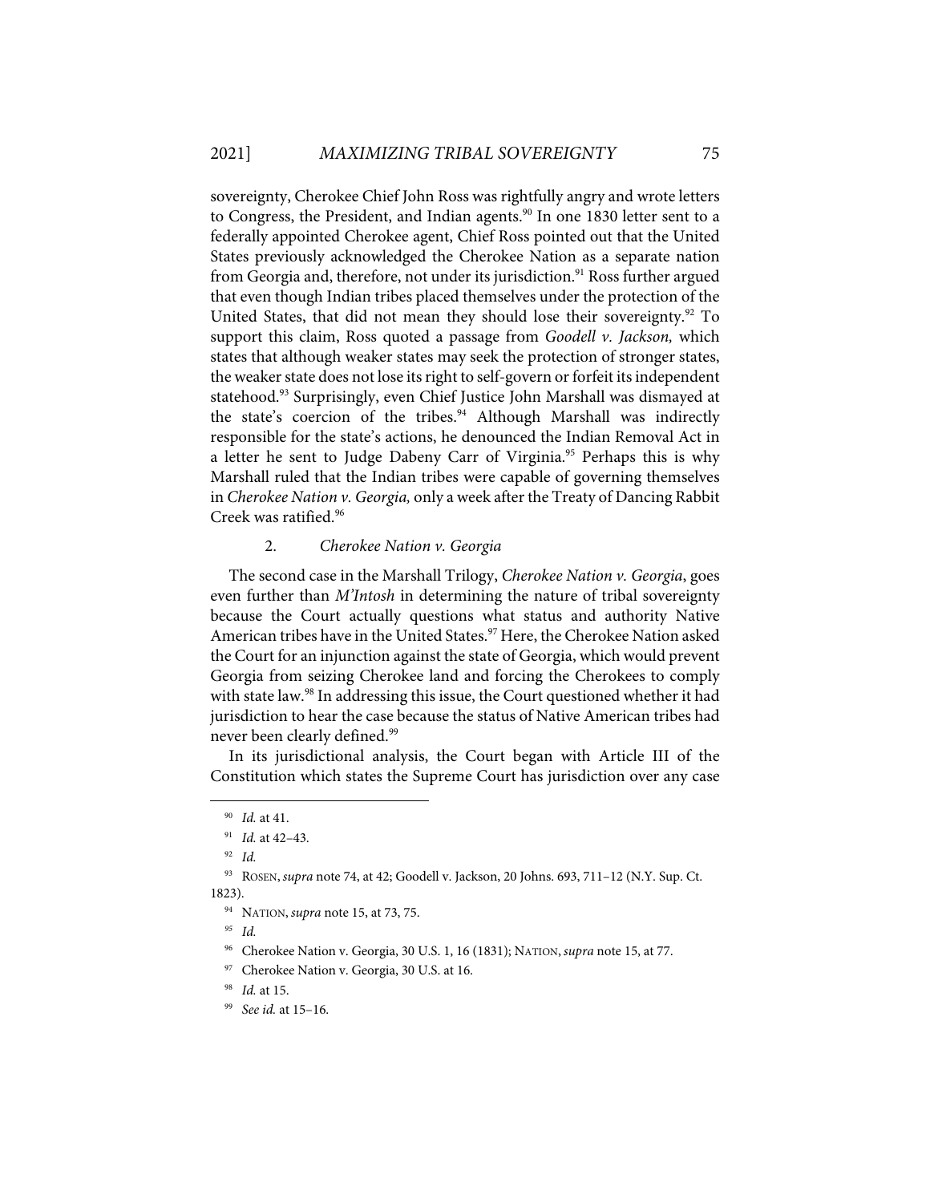sovereignty, Cherokee Chief John Ross was rightfully angry and wrote letters to Congress, the President, and Indian agents.[90] In one 1830 letter sent to a federally appointed Cherokee agent, Chief Ross pointed out that the United States previously acknowledged the Cherokee Nation as a separate nation from Georgia and, therefore, not under its jurisdiction.[91] Ross further argued that even though Indian tribes placed themselves under the protection of the United States, that did not mean they should lose their sovereignty.[92] To support this claim, Ross quoted a passage from *Goodell v. Jackson,* which states that although weaker states may seek the protection of stronger states, the weaker state does not lose its right to self-govern or forfeit its independent statehood.[93] Surprisingly, even Chief Justice John Marshall was dismayed at the state's coercion of the tribes.[94] Although Marshall was indirectly responsible for the state's actions, he denounced the Indian Removal Act in a letter he sent to Judge Dabeny Carr of Virginia.[95] Perhaps this is why Marshall ruled that the Indian tribes were capable of governing themselves in *Cherokee Nation v. Georgia,* only a week after the Treaty of Dancing Rabbit Creek was ratified.[96]

#### 2. *Cherokee Nation v. Georgia*

The second case in the Marshall Trilogy, *Cherokee Nation v. Georgia*, goes even further than *M'Intosh* in determining the nature of tribal sovereignty because the Court actually questions what status and authority Native American tribes have in the United States.[97] Here, the Cherokee Nation asked the Court for an injunction against the state of Georgia, which would prevent Georgia from seizing Cherokee land and forcing the Cherokees to comply with state law.[98] In addressing this issue, the Court questioned whether it had jurisdiction to hear the case because the status of Native American tribes had never been clearly defined.[99]

In its jurisdictional analysis, the Court began with Article III of the Constitution which states the Supreme Court has jurisdiction over any case

---

[90] *Id.* at 41.

[91] *Id.* at 42–43.

[92] *Id.*

[93] ROSEN, *supra* note 74, at 42; Goodell v. Jackson, 20 Johns. 693, 711–12 (N.Y. Sup. Ct. 1823).

[94] NATION, *supra* note 15, at 73, 75.

[95] *Id.*

[96] Cherokee Nation v. Georgia, 30 U.S. 1, 16 (1831); NATION, *supra* note 15, at 77.

[97] Cherokee Nation v. Georgia, 30 U.S. at 16.

[98] *Id.* at 15.

[99] *See id.* at 15–16.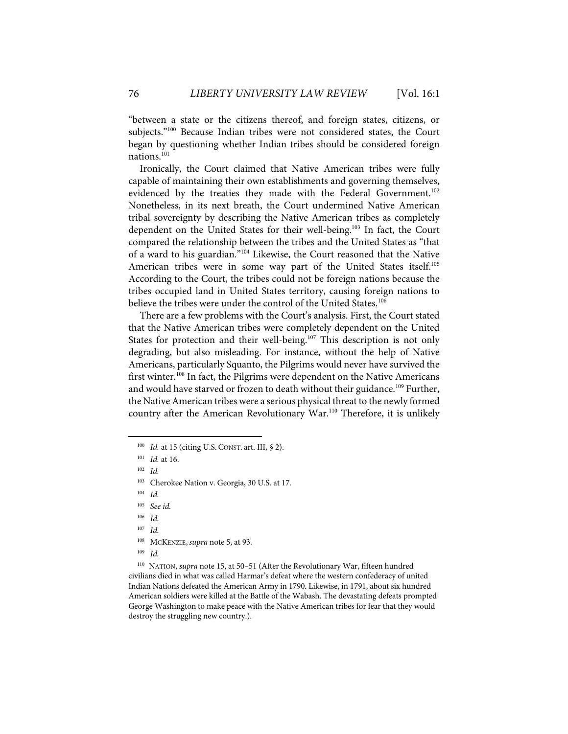"between a state or the citizens thereof, and foreign states, citizens, or subjects."[100] Because Indian tribes were not considered states, the Court began by questioning whether Indian tribes should be considered foreign nations.[101]

Ironically, the Court claimed that Native American tribes were fully capable of maintaining their own establishments and governing themselves, evidenced by the treaties they made with the Federal Government.[102] Nonetheless, in its next breath, the Court undermined Native American tribal sovereignty by describing the Native American tribes as completely dependent on the United States for their well-being.[103] In fact, the Court compared the relationship between the tribes and the United States as "that of a ward to his guardian."[104] Likewise, the Court reasoned that the Native American tribes were in some way part of the United States itself.[105] According to the Court, the tribes could not be foreign nations because the tribes occupied land in United States territory, causing foreign nations to believe the tribes were under the control of the United States.[106]

There are a few problems with the Court's analysis. First, the Court stated that the Native American tribes were completely dependent on the United States for protection and their well-being.[107] This description is not only degrading, but also misleading. For instance, without the help of Native Americans, particularly Squanto, the Pilgrims would never have survived the first winter.[108] In fact, the Pilgrims were dependent on the Native Americans and would have starved or frozen to death without their guidance.[109] Further, the Native American tribes were a serious physical threat to the newly formed country after the American Revolutionary War.[110] Therefore, it is unlikely

---

[100] *Id.* at 15 (citing U.S. CONST. art. III, § 2).

[101] *Id.* at 16.

[102] *Id.*

[103] Cherokee Nation v. Georgia, 30 U.S. at 17.

[104] *Id.*

[105] *See id.*

[106] *Id.*

[107] *Id.*

[108] MCKENZIE, *supra* note 5, at 93.

[109] *Id.*

[110] NATION, *supra* note 15, at 50–51 (After the Revolutionary War, fifteen hundred civilians died in what was called Harmar's defeat where the western confederacy of united Indian Nations defeated the American Army in 1790. Likewise, in 1791, about six hundred American soldiers were killed at the Battle of the Wabash. The devastating defeats prompted George Washington to make peace with the Native American tribes for fear that they would destroy the struggling new country.).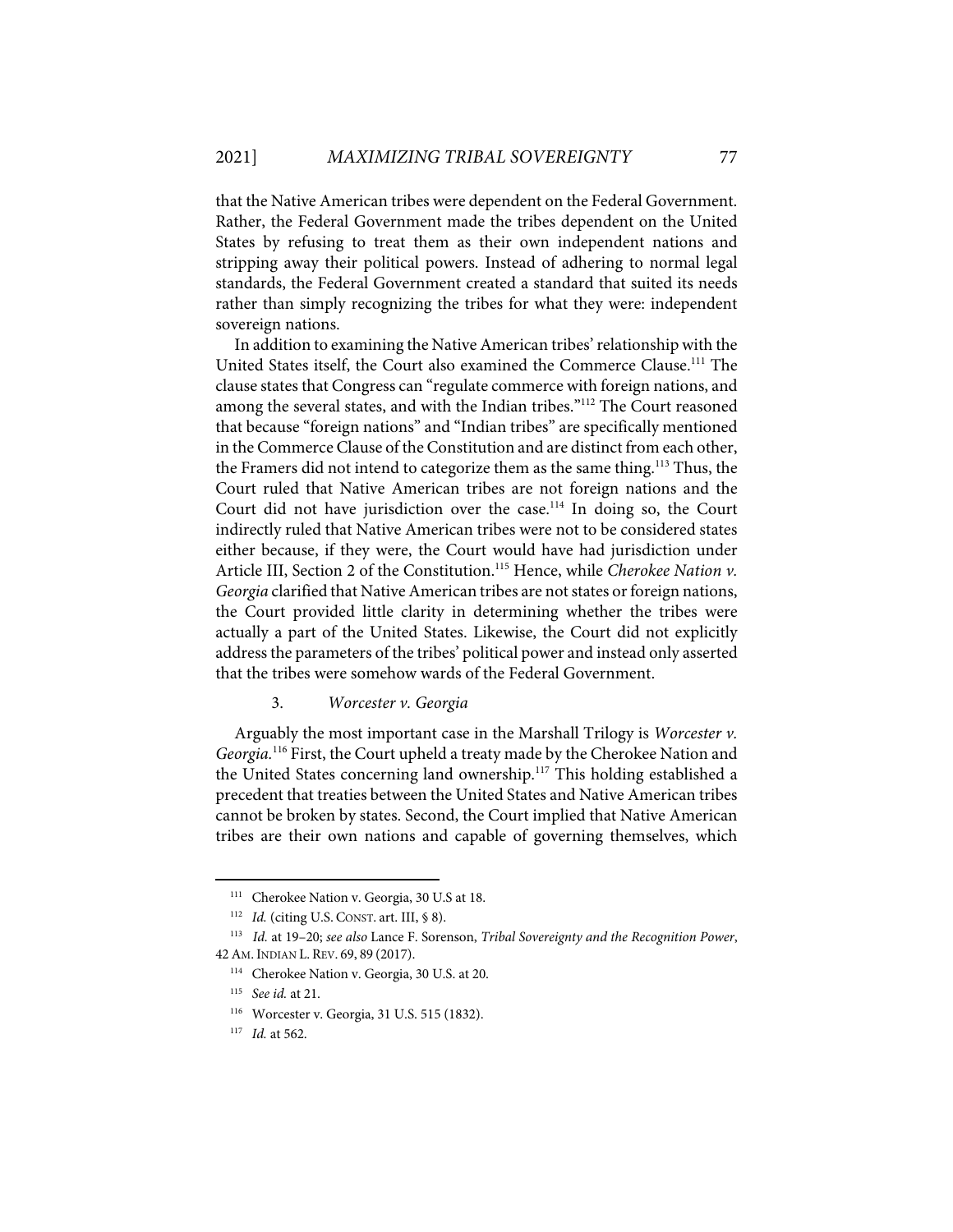that the Native American tribes were dependent on the Federal Government. Rather, the Federal Government made the tribes dependent on the United States by refusing to treat them as their own independent nations and stripping away their political powers. Instead of adhering to normal legal standards, the Federal Government created a standard that suited its needs rather than simply recognizing the tribes for what they were: independent sovereign nations.

In addition to examining the Native American tribes' relationship with the United States itself, the Court also examined the Commerce Clause.[111] The clause states that Congress can "regulate commerce with foreign nations, and among the several states, and with the Indian tribes."[112] The Court reasoned that because "foreign nations" and "Indian tribes" are specifically mentioned in the Commerce Clause of the Constitution and are distinct from each other, the Framers did not intend to categorize them as the same thing.[113] Thus, the Court ruled that Native American tribes are not foreign nations and the Court did not have jurisdiction over the case.[114] In doing so, the Court indirectly ruled that Native American tribes were not to be considered states either because, if they were, the Court would have had jurisdiction under Article III, Section 2 of the Constitution.[115] Hence, while *Cherokee Nation v. Georgia* clarified that Native American tribes are not states or foreign nations, the Court provided little clarity in determining whether the tribes were actually a part of the United States. Likewise, the Court did not explicitly address the parameters of the tribes' political power and instead only asserted that the tribes were somehow wards of the Federal Government.

### 3. *Worcester v. Georgia*

Arguably the most important case in the Marshall Trilogy is *Worcester v. Georgia*.[116] First, the Court upheld a treaty made by the Cherokee Nation and the United States concerning land ownership.[117] This holding established a precedent that treaties between the United States and Native American tribes cannot be broken by states. Second, the Court implied that Native American tribes are their own nations and capable of governing themselves, which

---

[111] Cherokee Nation v. Georgia, 30 U.S at 18.

[112] *Id.* (citing U.S. CONST. art. III, § 8).

[113] *Id.* at 19–20; *see also* Lance F. Sorenson, *Tribal Sovereignty and the Recognition Power*, 42 AM. INDIAN L. REV. 69, 89 (2017).

[114] Cherokee Nation v. Georgia, 30 U.S. at 20.

[115] *See id.* at 21.

[116] Worcester v. Georgia, 31 U.S. 515 (1832).

[117] *Id.* at 562.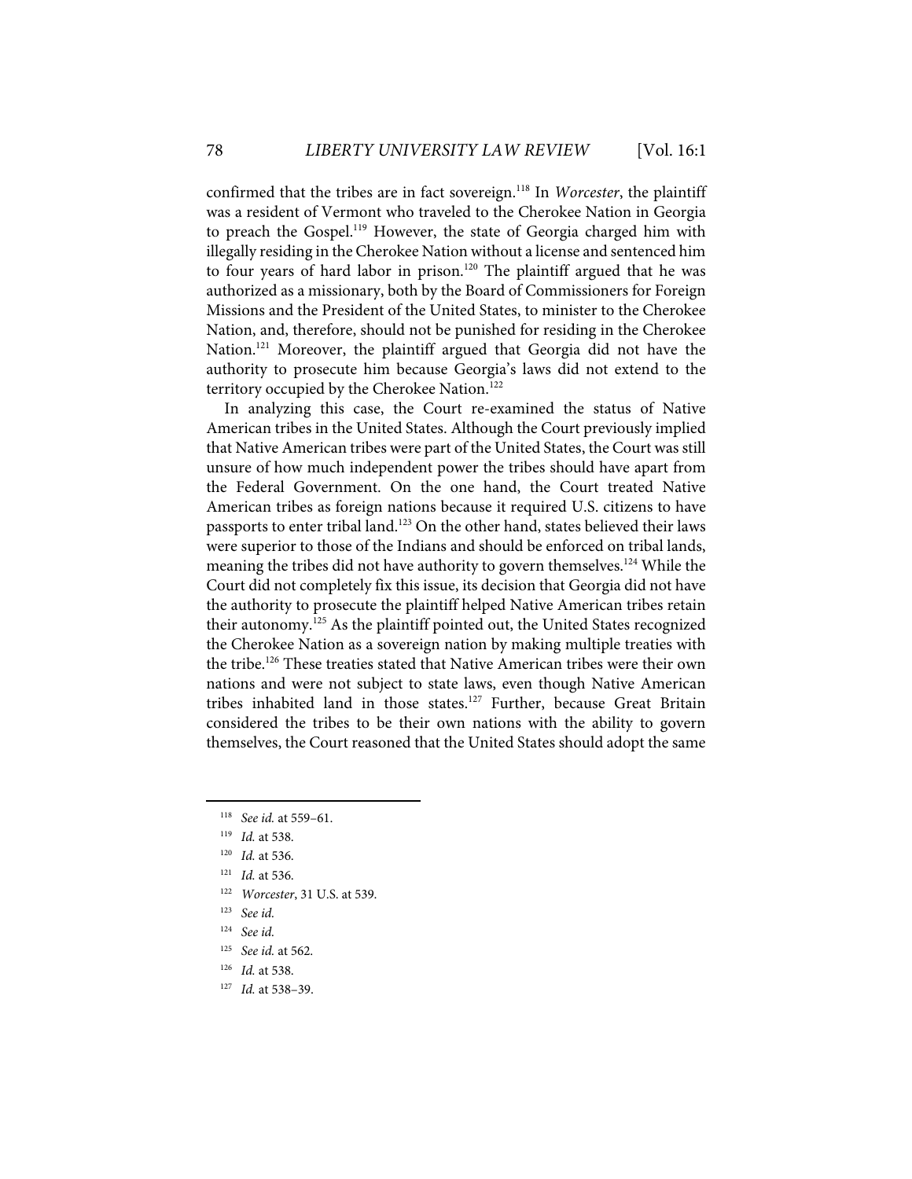confirmed that the tribes are in fact sovereign.[118] In *Worcester*, the plaintiff was a resident of Vermont who traveled to the Cherokee Nation in Georgia to preach the Gospel.[119] However, the state of Georgia charged him with illegally residing in the Cherokee Nation without a license and sentenced him to four years of hard labor in prison.[120] The plaintiff argued that he was authorized as a missionary, both by the Board of Commissioners for Foreign Missions and the President of the United States, to minister to the Cherokee Nation, and, therefore, should not be punished for residing in the Cherokee Nation.[121] Moreover, the plaintiff argued that Georgia did not have the authority to prosecute him because Georgia's laws did not extend to the territory occupied by the Cherokee Nation.[122]

In analyzing this case, the Court re-examined the status of Native American tribes in the United States. Although the Court previously implied that Native American tribes were part of the United States, the Court was still unsure of how much independent power the tribes should have apart from the Federal Government. On the one hand, the Court treated Native American tribes as foreign nations because it required U.S. citizens to have passports to enter tribal land.[123] On the other hand, states believed their laws were superior to those of the Indians and should be enforced on tribal lands, meaning the tribes did not have authority to govern themselves.[124] While the Court did not completely fix this issue, its decision that Georgia did not have the authority to prosecute the plaintiff helped Native American tribes retain their autonomy.[125] As the plaintiff pointed out, the United States recognized the Cherokee Nation as a sovereign nation by making multiple treaties with the tribe.[126] These treaties stated that Native American tribes were their own nations and were not subject to state laws, even though Native American tribes inhabited land in those states.[127] Further, because Great Britain considered the tribes to be their own nations with the ability to govern themselves, the Court reasoned that the United States should adopt the same

---

[118] *See id.* at 559–61.

[119] *Id.* at 538.

[120] *Id.* at 536.

[121] *Id.* at 536.

[122] *Worcester*, 31 U.S. at 539.

[123] *See id.*

[124] *See id.*

[125] *See id.* at 562.

[126] *Id.* at 538.

[127] *Id.* at 538–39.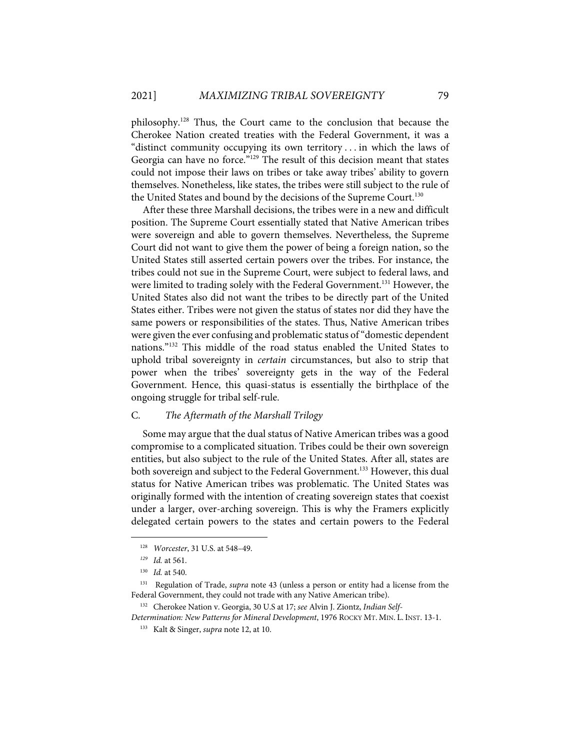philosophy.[128] Thus, the Court came to the conclusion that because the Cherokee Nation created treaties with the Federal Government, it was a "distinct community occupying its own territory . . . in which the laws of Georgia can have no force."[129] The result of this decision meant that states could not impose their laws on tribes or take away tribes' ability to govern themselves. Nonetheless, like states, the tribes were still subject to the rule of the United States and bound by the decisions of the Supreme Court.[130]

After these three Marshall decisions, the tribes were in a new and difficult position. The Supreme Court essentially stated that Native American tribes were sovereign and able to govern themselves. Nevertheless, the Supreme Court did not want to give them the power of being a foreign nation, so the United States still asserted certain powers over the tribes. For instance, the tribes could not sue in the Supreme Court, were subject to federal laws, and were limited to trading solely with the Federal Government.[131] However, the United States also did not want the tribes to be directly part of the United States either. Tribes were not given the status of states nor did they have the same powers or responsibilities of the states. Thus, Native American tribes were given the ever confusing and problematic status of "domestic dependent nations."[132] This middle of the road status enabled the United States to uphold tribal sovereignty in *certain* circumstances, but also to strip that power when the tribes' sovereignty gets in the way of the Federal Government. Hence, this quasi-status is essentially the birthplace of the ongoing struggle for tribal self-rule.

### C. *The Aftermath of the Marshall Trilogy*

Some may argue that the dual status of Native American tribes was a good compromise to a complicated situation. Tribes could be their own sovereign entities, but also subject to the rule of the United States. After all, states are both sovereign and subject to the Federal Government.[133] However, this dual status for Native American tribes was problematic. The United States was originally formed with the intention of creating sovereign states that coexist under a larger, over-arching sovereign. This is why the Framers explicitly delegated certain powers to the states and certain powers to the Federal

---

[128] *Worcester*, 31 U.S. at 548–49.

[129] *Id.* at 561.

[130] *Id.* at 540.

[131] Regulation of Trade, *supra* note 43 (unless a person or entity had a license from the Federal Government, they could not trade with any Native American tribe).

[132] Cherokee Nation v. Georgia, 30 U.S at 17; *see* Alvin J. Ziontz, *Indian Self-Determination: New Patterns for Mineral Development*, 1976 ROCKY MT. MIN. L. INST. 13-1.

[133] Kalt & Singer, *supra* note 12, at 10.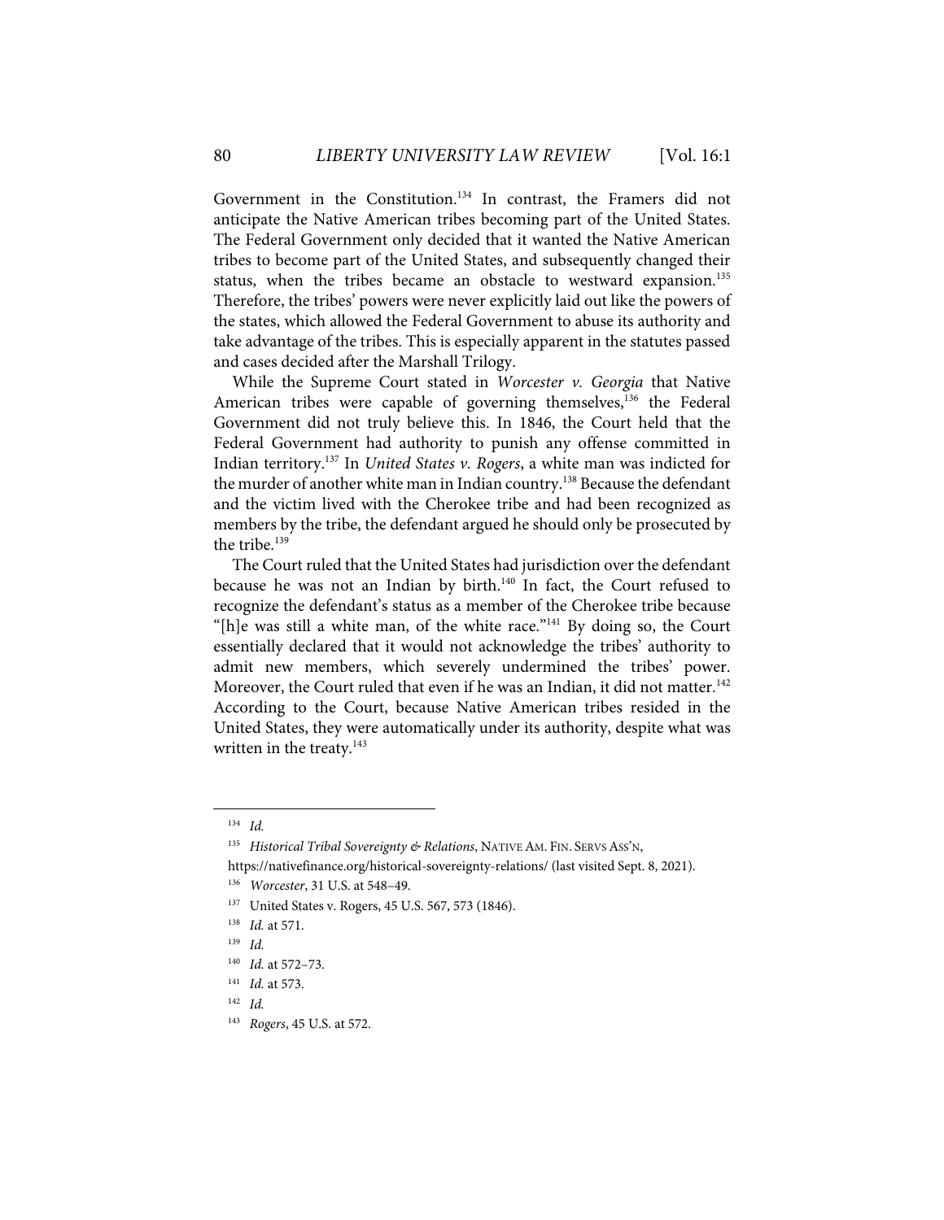Government in the Constitution.[134] In contrast, the Framers did not anticipate the Native American tribes becoming part of the United States. The Federal Government only decided that it wanted the Native American tribes to become part of the United States, and subsequently changed their status, when the tribes became an obstacle to westward expansion.[135] Therefore, the tribes' powers were never explicitly laid out like the powers of the states, which allowed the Federal Government to abuse its authority and take advantage of the tribes. This is especially apparent in the statutes passed and cases decided after the Marshall Trilogy.

While the Supreme Court stated in *Worcester v. Georgia* that Native American tribes were capable of governing themselves,[136] the Federal Government did not truly believe this. In 1846, the Court held that the Federal Government had authority to punish any offense committed in Indian territory.[137] In *United States v. Rogers*, a white man was indicted for the murder of another white man in Indian country.[138] Because the defendant and the victim lived with the Cherokee tribe and had been recognized as members by the tribe, the defendant argued he should only be prosecuted by the tribe.[139]

The Court ruled that the United States had jurisdiction over the defendant because he was not an Indian by birth.[140] In fact, the Court refused to recognize the defendant's status as a member of the Cherokee tribe because "[h]e was still a white man, of the white race."[141] By doing so, the Court essentially declared that it would not acknowledge the tribes' authority to admit new members, which severely undermined the tribes' power. Moreover, the Court ruled that even if he was an Indian, it did not matter.[142] According to the Court, because Native American tribes resided in the United States, they were automatically under its authority, despite what was written in the treaty.[143]

---

[134] *Id.*

[135] *Historical Tribal Sovereignty & Relations*, NATIVE AM. FIN. SERVS ASS'N, https://nativefinance.org/historical-sovereignty-relations/ (last visited Sept. 8, 2021).

[136] *Worcester*, 31 U.S. at 548–49.

[137] United States v. Rogers, 45 U.S. 567, 573 (1846).

[138] *Id.* at 571.

[139] *Id.*

[140] *Id.* at 572–73.

[141] *Id.* at 573.

[142] *Id.*

[143] *Rogers*, 45 U.S. at 572.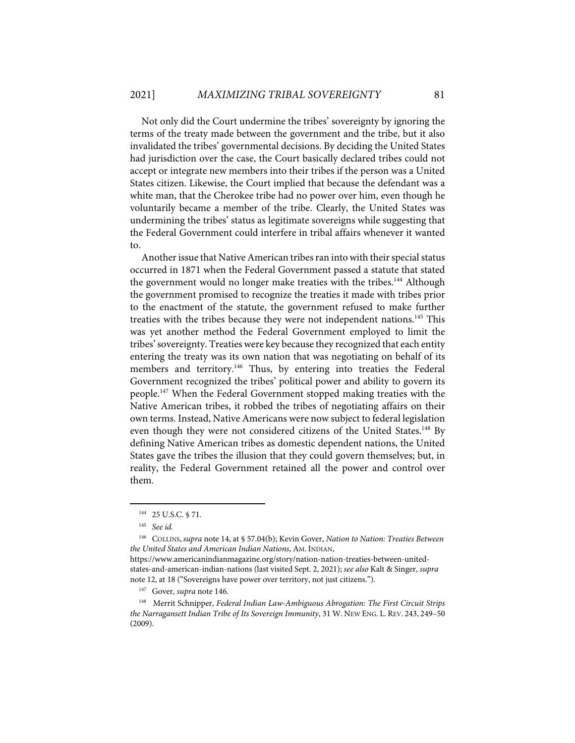Not only did the Court undermine the tribes' sovereignty by ignoring the terms of the treaty made between the government and the tribe, but it also invalidated the tribes' governmental decisions. By deciding the United States had jurisdiction over the case, the Court basically declared tribes could not accept or integrate new members into their tribes if the person was a United States citizen. Likewise, the Court implied that because the defendant was a white man, that the Cherokee tribe had no power over him, even though he voluntarily became a member of the tribe. Clearly, the United States was undermining the tribes' status as legitimate sovereigns while suggesting that the Federal Government could interfere in tribal affairs whenever it wanted to.

Another issue that Native American tribes ran into with their special status occurred in 1871 when the Federal Government passed a statute that stated the government would no longer make treaties with the tribes.[144] Although the government promised to recognize the treaties it made with tribes prior to the enactment of the statute, the government refused to make further treaties with the tribes because they were not independent nations.[145] This was yet another method the Federal Government employed to limit the tribes' sovereignty. Treaties were key because they recognized that each entity entering the treaty was its own nation that was negotiating on behalf of its members and territory.[146] Thus, by entering into treaties the Federal Government recognized the tribes' political power and ability to govern its people.[147] When the Federal Government stopped making treaties with the Native American tribes, it robbed the tribes of negotiating affairs on their own terms. Instead, Native Americans were now subject to federal legislation even though they were not considered citizens of the United States.[148] By defining Native American tribes as domestic dependent nations, the United States gave the tribes the illusion that they could govern themselves; but, in reality, the Federal Government retained all the power and control over them.

---

[144] 25 U.S.C. § 71.

[145] *See id.*

[146] COLLINS, *supra* note 14, at § 57.04(b); Kevin Gover, *Nation to Nation: Treaties Between the United States and American Indian Nations*, AM. INDIAN, https://www.americanindianmagazine.org/story/nation-nation-treaties-between-united-states-and-american-indian-nations (last visited Sept. 2, 2021); *see also* Kalt & Singer, *supra* note 12, at 18 ("Sovereigns have power over territory, not just citizens.").

[147] Gover, *supra* note 146.

[148] Merrit Schnipper, *Federal Indian Law-Ambiguous Abrogation: The First Circuit Strips the Narragansett Indian Tribe of Its Sovereign Immunity*, 31 W. NEW ENG. L. REV. 243, 249–50 (2009).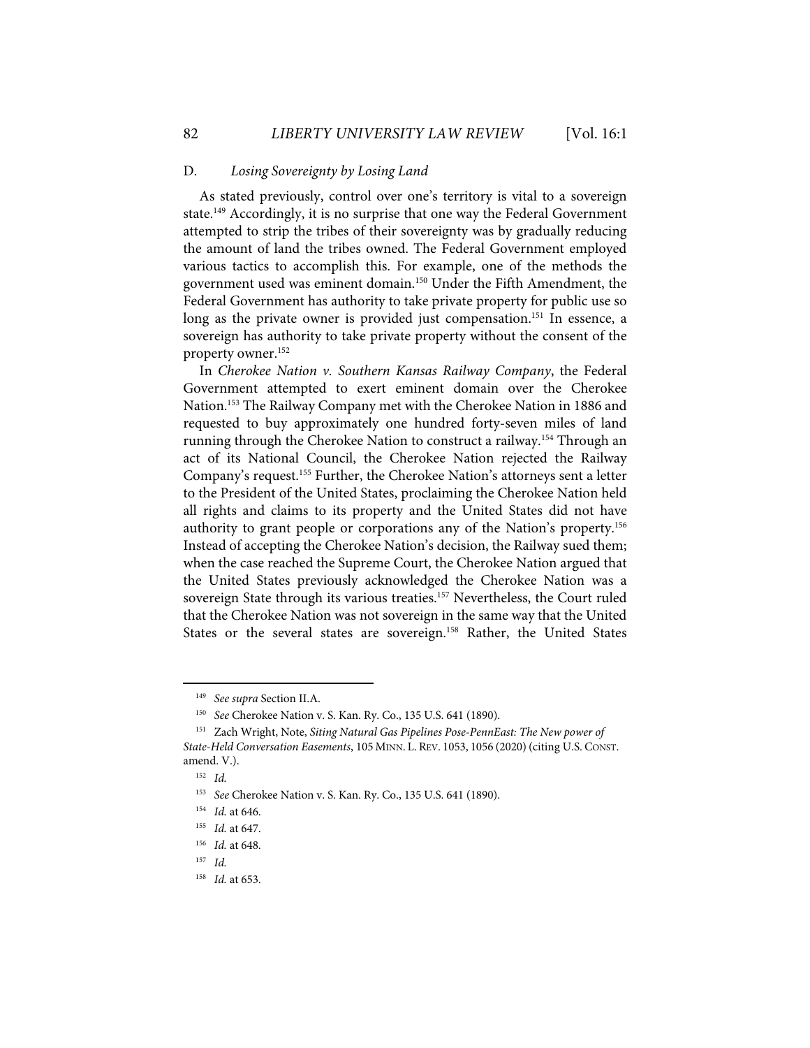### D. *Losing Sovereignty by Losing Land*

As stated previously, control over one's territory is vital to a sovereign state.[149] Accordingly, it is no surprise that one way the Federal Government attempted to strip the tribes of their sovereignty was by gradually reducing the amount of land the tribes owned. The Federal Government employed various tactics to accomplish this. For example, one of the methods the government used was eminent domain.[150] Under the Fifth Amendment, the Federal Government has authority to take private property for public use so long as the private owner is provided just compensation.[151] In essence, a sovereign has authority to take private property without the consent of the property owner.[152]

In *Cherokee Nation v. Southern Kansas Railway Company*, the Federal Government attempted to exert eminent domain over the Cherokee Nation.[153] The Railway Company met with the Cherokee Nation in 1886 and requested to buy approximately one hundred forty-seven miles of land running through the Cherokee Nation to construct a railway.[154] Through an act of its National Council, the Cherokee Nation rejected the Railway Company's request.[155] Further, the Cherokee Nation's attorneys sent a letter to the President of the United States, proclaiming the Cherokee Nation held all rights and claims to its property and the United States did not have authority to grant people or corporations any of the Nation's property.[156] Instead of accepting the Cherokee Nation's decision, the Railway sued them; when the case reached the Supreme Court, the Cherokee Nation argued that the United States previously acknowledged the Cherokee Nation was a sovereign State through its various treaties.[157] Nevertheless, the Court ruled that the Cherokee Nation was not sovereign in the same way that the United States or the several states are sovereign.[158] Rather, the United States

---

[149] *See supra* Section II.A.

[150] *See* Cherokee Nation v. S. Kan. Ry. Co., 135 U.S. 641 (1890).

[151] Zach Wright, Note, *Siting Natural Gas Pipelines Pose-PennEast: The New power of State-Held Conversation Easements*, 105 MINN. L. REV. 1053, 1056 (2020) (citing U.S. CONST. amend. V.).

[152] *Id.*

[153] *See* Cherokee Nation v. S. Kan. Ry. Co., 135 U.S. 641 (1890).

[154] *Id.* at 646.

[155] *Id.* at 647.

[156] *Id.* at 648.

[157] *Id.*

[158] *Id.* at 653.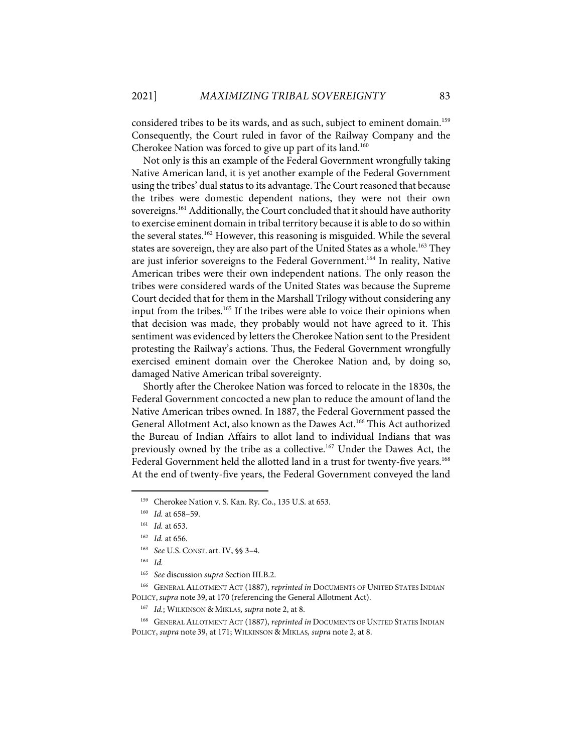considered tribes to be its wards, and as such, subject to eminent domain.[159] Consequently, the Court ruled in favor of the Railway Company and the Cherokee Nation was forced to give up part of its land.[160]

Not only is this an example of the Federal Government wrongfully taking Native American land, it is yet another example of the Federal Government using the tribes' dual status to its advantage. The Court reasoned that because the tribes were domestic dependent nations, they were not their own sovereigns.[161] Additionally, the Court concluded that it should have authority to exercise eminent domain in tribal territory because it is able to do so within the several states.[162] However, this reasoning is misguided. While the several states are sovereign, they are also part of the United States as a whole.[163] They are just inferior sovereigns to the Federal Government.[164] In reality, Native American tribes were their own independent nations. The only reason the tribes were considered wards of the United States was because the Supreme Court decided that for them in the Marshall Trilogy without considering any input from the tribes.[165] If the tribes were able to voice their opinions when that decision was made, they probably would not have agreed to it. This sentiment was evidenced by letters the Cherokee Nation sent to the President protesting the Railway's actions. Thus, the Federal Government wrongfully exercised eminent domain over the Cherokee Nation and, by doing so, damaged Native American tribal sovereignty.

Shortly after the Cherokee Nation was forced to relocate in the 1830s, the Federal Government concocted a new plan to reduce the amount of land the Native American tribes owned. In 1887, the Federal Government passed the General Allotment Act, also known as the Dawes Act.[166] This Act authorized the Bureau of Indian Affairs to allot land to individual Indians that was previously owned by the tribe as a collective.[167] Under the Dawes Act, the Federal Government held the allotted land in a trust for twenty-five years.[168] At the end of twenty-five years, the Federal Government conveyed the land

---

[159] Cherokee Nation v. S. Kan. Ry. Co., 135 U.S. at 653.

[160] *Id.* at 658–59.

[161] *Id.* at 653.

[162] *Id.* at 656.

[163] *See* U.S. CONST. art. IV, §§ 3–4.

[164] *Id.*

[165] *See* discussion *supra* Section III.B.2.

[166] GENERAL ALLOTMENT ACT (1887), *reprinted in* DOCUMENTS OF UNITED STATES INDIAN POLICY, *supra* note 39, at 170 (referencing the General Allotment Act).

[167] *Id.*; WILKINSON & MIKLAS, *supra* note 2, at 8.

[168] GENERAL ALLOTMENT ACT (1887), *reprinted in* DOCUMENTS OF UNITED STATES INDIAN POLICY, *supra* note 39, at 171; WILKINSON & MIKLAS, *supra* note 2, at 8.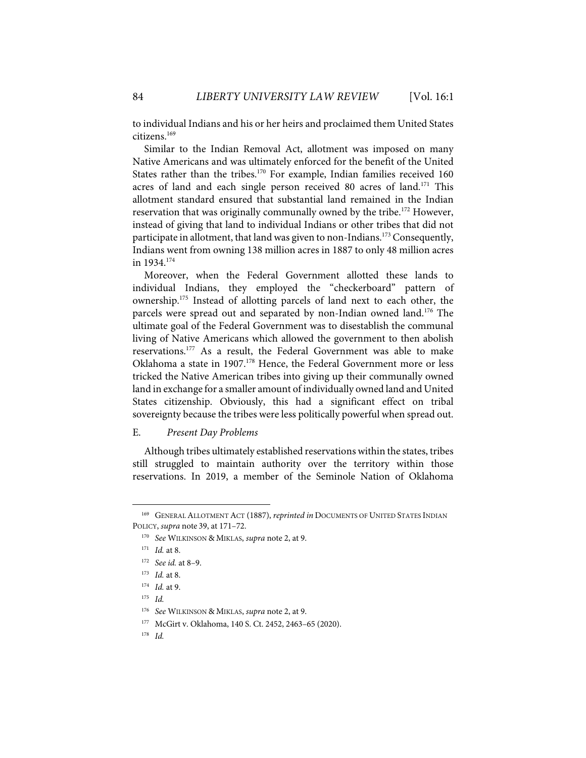to individual Indians and his or her heirs and proclaimed them United States citizens.[169]

Similar to the Indian Removal Act, allotment was imposed on many Native Americans and was ultimately enforced for the benefit of the United States rather than the tribes.[170] For example, Indian families received 160 acres of land and each single person received 80 acres of land.[171] This allotment standard ensured that substantial land remained in the Indian reservation that was originally communally owned by the tribe.[172] However, instead of giving that land to individual Indians or other tribes that did not participate in allotment, that land was given to non-Indians.[173] Consequently, Indians went from owning 138 million acres in 1887 to only 48 million acres in 1934.[174]

Moreover, when the Federal Government allotted these lands to individual Indians, they employed the "checkerboard" pattern of ownership.[175] Instead of allotting parcels of land next to each other, the parcels were spread out and separated by non-Indian owned land.[176] The ultimate goal of the Federal Government was to disestablish the communal living of Native Americans which allowed the government to then abolish reservations.[177] As a result, the Federal Government was able to make Oklahoma a state in 1907.[178] Hence, the Federal Government more or less tricked the Native American tribes into giving up their communally owned land in exchange for a smaller amount of individually owned land and United States citizenship. Obviously, this had a significant effect on tribal sovereignty because the tribes were less politically powerful when spread out.

### E. *Present Day Problems*

Although tribes ultimately established reservations within the states, tribes still struggled to maintain authority over the territory within those reservations. In 2019, a member of the Seminole Nation of Oklahoma

---

[169] GENERAL ALLOTMENT ACT (1887), *reprinted in* DOCUMENTS OF UNITED STATES INDIAN POLICY, *supra* note 39, at 171–72.

[170] *See* WILKINSON & MIKLAS, *supra* note 2, at 9.

[171] *Id.* at 8.

[172] *See id.* at 8–9.

[173] *Id.* at 8.

[174] *Id.* at 9.

[175] *Id.*

[176] *See* WILKINSON & MIKLAS, *supra* note 2, at 9.

[177] McGirt v. Oklahoma, 140 S. Ct. 2452, 2463–65 (2020).

[178] *Id.*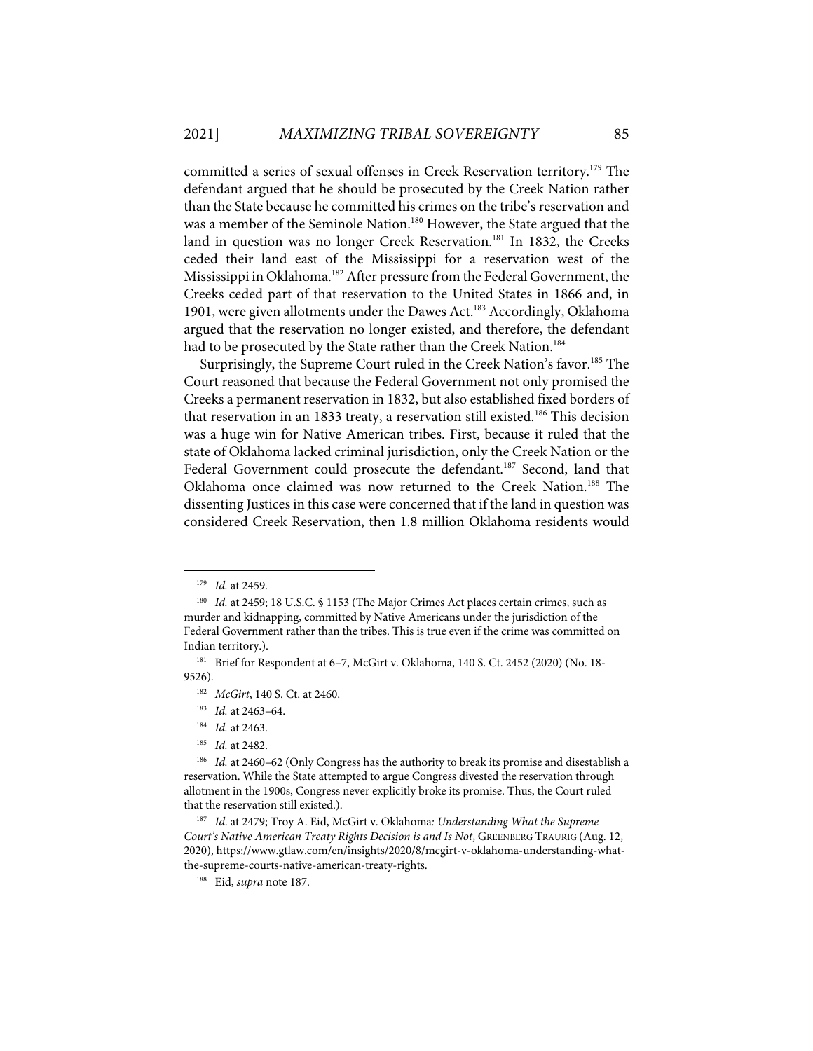committed a series of sexual offenses in Creek Reservation territory.[179] The defendant argued that he should be prosecuted by the Creek Nation rather than the State because he committed his crimes on the tribe's reservation and was a member of the Seminole Nation.[180] However, the State argued that the land in question was no longer Creek Reservation.[181] In 1832, the Creeks ceded their land east of the Mississippi for a reservation west of the Mississippi in Oklahoma.[182] After pressure from the Federal Government, the Creeks ceded part of that reservation to the United States in 1866 and, in 1901, were given allotments under the Dawes Act.[183] Accordingly, Oklahoma argued that the reservation no longer existed, and therefore, the defendant had to be prosecuted by the State rather than the Creek Nation.[184]

Surprisingly, the Supreme Court ruled in the Creek Nation's favor.[185] The Court reasoned that because the Federal Government not only promised the Creeks a permanent reservation in 1832, but also established fixed borders of that reservation in an 1833 treaty, a reservation still existed.[186] This decision was a huge win for Native American tribes. First, because it ruled that the state of Oklahoma lacked criminal jurisdiction, only the Creek Nation or the Federal Government could prosecute the defendant.[187] Second, land that Oklahoma once claimed was now returned to the Creek Nation.[188] The dissenting Justices in this case were concerned that if the land in question was considered Creek Reservation, then 1.8 million Oklahoma residents would

---

[179] *Id.* at 2459.

[180] *Id.* at 2459; 18 U.S.C. § 1153 (The Major Crimes Act places certain crimes, such as murder and kidnapping, committed by Native Americans under the jurisdiction of the Federal Government rather than the tribes. This is true even if the crime was committed on Indian territory.).

[181] Brief for Respondent at 6–7, McGirt v. Oklahoma, 140 S. Ct. 2452 (2020) (No. 18-9526).

[182] *McGirt*, 140 S. Ct. at 2460.

[183] *Id.* at 2463–64.

[184] *Id.* at 2463.

[185] *Id.* at 2482.

[186] *Id.* at 2460–62 (Only Congress has the authority to break its promise and disestablish a reservation. While the State attempted to argue Congress divested the reservation through allotment in the 1900s, Congress never explicitly broke its promise. Thus, the Court ruled that the reservation still existed.).

[187] *Id*. at 2479; Troy A. Eid, McGirt v. Oklahoma*: Understanding What the Supreme Court's Native American Treaty Rights Decision is and Is Not*, GREENBERG TRAURIG (Aug. 12, 2020), https://www.gtlaw.com/en/insights/2020/8/mcgirt-v-oklahoma-understanding-what-the-supreme-courts-native-american-treaty-rights.

[188] Eid, *supra* note 187.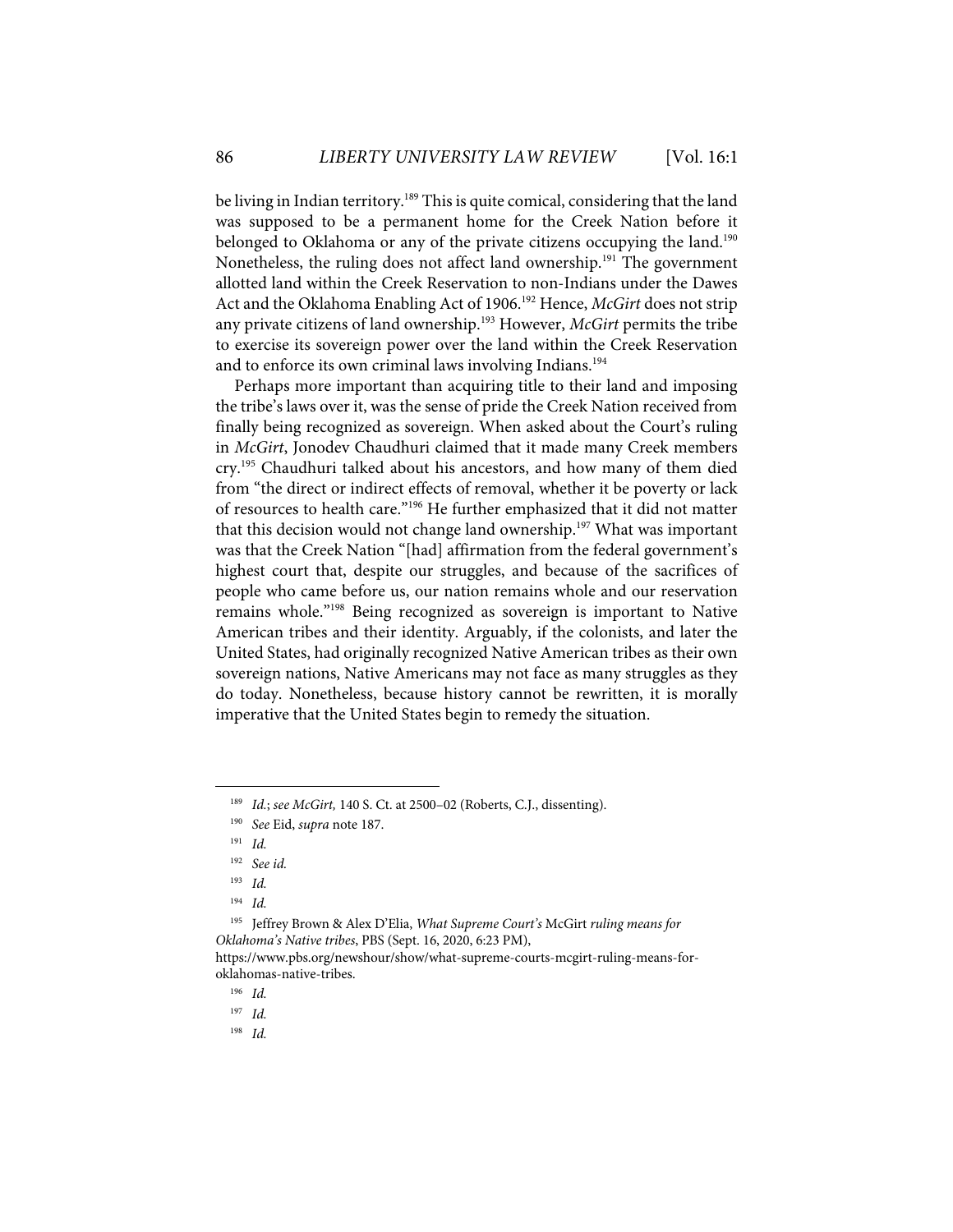be living in Indian territory.[189] This is quite comical, considering that the land was supposed to be a permanent home for the Creek Nation before it belonged to Oklahoma or any of the private citizens occupying the land.[190] Nonetheless, the ruling does not affect land ownership.[191] The government allotted land within the Creek Reservation to non-Indians under the Dawes Act and the Oklahoma Enabling Act of 1906.[192] Hence, *McGirt* does not strip any private citizens of land ownership.[193] However, *McGirt* permits the tribe to exercise its sovereign power over the land within the Creek Reservation and to enforce its own criminal laws involving Indians.[194]

Perhaps more important than acquiring title to their land and imposing the tribe's laws over it, was the sense of pride the Creek Nation received from finally being recognized as sovereign. When asked about the Court's ruling in *McGirt*, Jonodev Chaudhuri claimed that it made many Creek members cry.[195] Chaudhuri talked about his ancestors, and how many of them died from "the direct or indirect effects of removal, whether it be poverty or lack of resources to health care."[196] He further emphasized that it did not matter that this decision would not change land ownership.[197] What was important was that the Creek Nation "[had] affirmation from the federal government's highest court that, despite our struggles, and because of the sacrifices of people who came before us, our nation remains whole and our reservation remains whole."[198] Being recognized as sovereign is important to Native American tribes and their identity. Arguably, if the colonists, and later the United States, had originally recognized Native American tribes as their own sovereign nations, Native Americans may not face as many struggles as they do today. Nonetheless, because history cannot be rewritten, it is morally imperative that the United States begin to remedy the situation.

---

[189] *Id.*; *see McGirt,* 140 S. Ct. at 2500–02 (Roberts, C.J., dissenting).

[190] *See* Eid, *supra* note 187.

[191] *Id.*

[192] *See id.*

[193] *Id.*

[194] *Id.*

[195] Jeffrey Brown & Alex D'Elia, *What Supreme Court's* McGirt *ruling means for Oklahoma's Native tribes*, PBS (Sept. 16, 2020, 6:23 PM), https://www.pbs.org/newshour/show/what-supreme-courts-mcgirt-ruling-means-for-oklahomas-native-tribes.

[196] *Id.*

[197] *Id.*

[198] *Id.*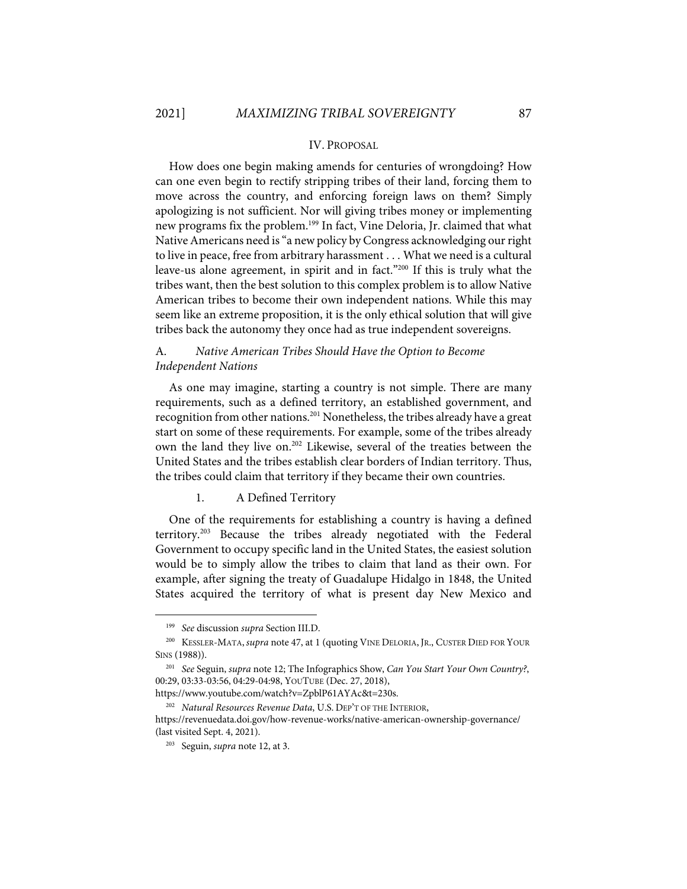## IV. PROPOSAL

How does one begin making amends for centuries of wrongdoing? How can one even begin to rectify stripping tribes of their land, forcing them to move across the country, and enforcing foreign laws on them? Simply apologizing is not sufficient. Nor will giving tribes money or implementing new programs fix the problem.[199] In fact, Vine Deloria, Jr. claimed that what Native Americans need is "a new policy by Congress acknowledging our right to live in peace, free from arbitrary harassment . . . What we need is a cultural leave-us alone agreement, in spirit and in fact."[200] If this is truly what the tribes want, then the best solution to this complex problem is to allow Native American tribes to become their own independent nations. While this may seem like an extreme proposition, it is the only ethical solution that will give tribes back the autonomy they once had as true independent sovereigns.

### A. *Native American Tribes Should Have the Option to Become Independent Nations*

As one may imagine, starting a country is not simple. There are many requirements, such as a defined territory, an established government, and recognition from other nations.[201] Nonetheless, the tribes already have a great start on some of these requirements. For example, some of the tribes already own the land they live on.[202] Likewise, several of the treaties between the United States and the tribes establish clear borders of Indian territory. Thus, the tribes could claim that territory if they became their own countries.

#### 1. A Defined Territory

One of the requirements for establishing a country is having a defined territory.[203] Because the tribes already negotiated with the Federal Government to occupy specific land in the United States, the easiest solution would be to simply allow the tribes to claim that land as their own. For example, after signing the treaty of Guadalupe Hidalgo in 1848, the United States acquired the territory of what is present day New Mexico and

---

[199] *See* discussion *supra* Section III.D.

[200] KESSLER-MATA, *supra* note 47, at 1 (quoting VINE DELORIA, JR., CUSTER DIED FOR YOUR SINS (1988)).

[201] *See* Seguin, *supra* note 12; The Infographics Show, *Can You Start Your Own Country?*, 00:29, 03:33-03:56, 04:29-04:98, YOUTUBE (Dec. 27, 2018), https://www.youtube.com/watch?v=ZpblP61AYAc&t=230s.

[202] *Natural Resources Revenue Data*, U.S. DEP'T OF THE INTERIOR, https://revenuedata.doi.gov/how-revenue-works/native-american-ownership-governance/ (last visited Sept. 4, 2021).

[203] Seguin, *supra* note 12, at 3.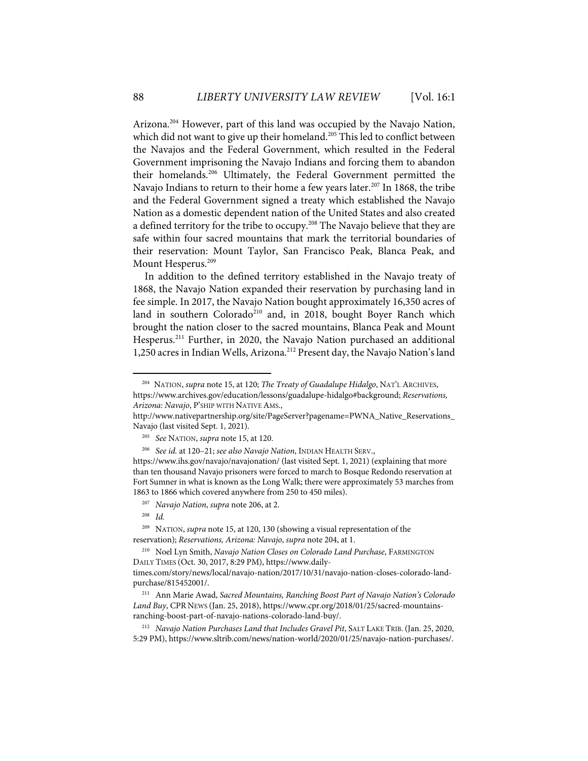Arizona.[204] However, part of this land was occupied by the Navajo Nation, which did not want to give up their homeland.[205] This led to conflict between the Navajos and the Federal Government, which resulted in the Federal Government imprisoning the Navajo Indians and forcing them to abandon their homelands.[206] Ultimately, the Federal Government permitted the Navajo Indians to return to their home a few years later.[207] In 1868, the tribe and the Federal Government signed a treaty which established the Navajo Nation as a domestic dependent nation of the United States and also created a defined territory for the tribe to occupy.[208] The Navajo believe that they are safe within four sacred mountains that mark the territorial boundaries of their reservation: Mount Taylor, San Francisco Peak, Blanca Peak, and Mount Hesperus.[209]

In addition to the defined territory established in the Navajo treaty of 1868, the Navajo Nation expanded their reservation by purchasing land in fee simple. In 2017, the Navajo Nation bought approximately 16,350 acres of land in southern Colorado[210] and, in 2018, bought Boyer Ranch which brought the nation closer to the sacred mountains, Blanca Peak and Mount Hesperus.[211] Further, in 2020, the Navajo Nation purchased an additional 1,250 acres in Indian Wells, Arizona.[212] Present day, the Navajo Nation's land

---

[204] NATION, *supra* note 15, at 120; *The Treaty of Guadalupe Hidalgo*, NAT'L ARCHIVES, https://www.archives.gov/education/lessons/guadalupe-hidalgo#background; *Reservations, Arizona: Navajo*, P'SHIP WITH NATIVE AMS., http://www.nativepartnership.org/site/PageServer?pagename=PWNA_Native_Reservations_Navajo (last visited Sept. 1, 2021).

[205] *See* NATION, *supra* note 15, at 120.

[206] *See id.* at 120–21; *see also Navajo Nation*, INDIAN HEALTH SERV., https://www.ihs.gov/navajo/navajonation/ (last visited Sept. 1, 2021) (explaining that more than ten thousand Navajo prisoners were forced to march to Bosque Redondo reservation at Fort Sumner in what is known as the Long Walk; there were approximately 53 marches from 1863 to 1866 which covered anywhere from 250 to 450 miles).

[207] *Navajo Nation*, *supra* note 206, at 2.

[208] *Id.*

[209] NATION, *supra* note 15, at 120, 130 (showing a visual representation of the reservation); *Reservations, Arizona: Navajo*, *supra* note 204, at 1.

[210] Noel Lyn Smith, *Navajo Nation Closes on Colorado Land Purchase*, FARMINGTON DAILY TIMES (Oct. 30, 2017, 8:29 PM), https://www.daily-times.com/story/news/local/navajo-nation/2017/10/31/navajo-nation-closes-colorado-land-purchase/815452001/.

[211] Ann Marie Awad, *Sacred Mountains, Ranching Boost Part of Navajo Nation's Colorado Land Buy*, CPR NEWS (Jan. 25, 2018), https://www.cpr.org/2018/01/25/sacred-mountains-ranching-boost-part-of-navajo-nations-colorado-land-buy/.

[212] *Navajo Nation Purchases Land that Includes Gravel Pit*, SALT LAKE TRIB. (Jan. 25, 2020, 5:29 PM), https://www.sltrib.com/news/nation-world/2020/01/25/navajo-nation-purchases/.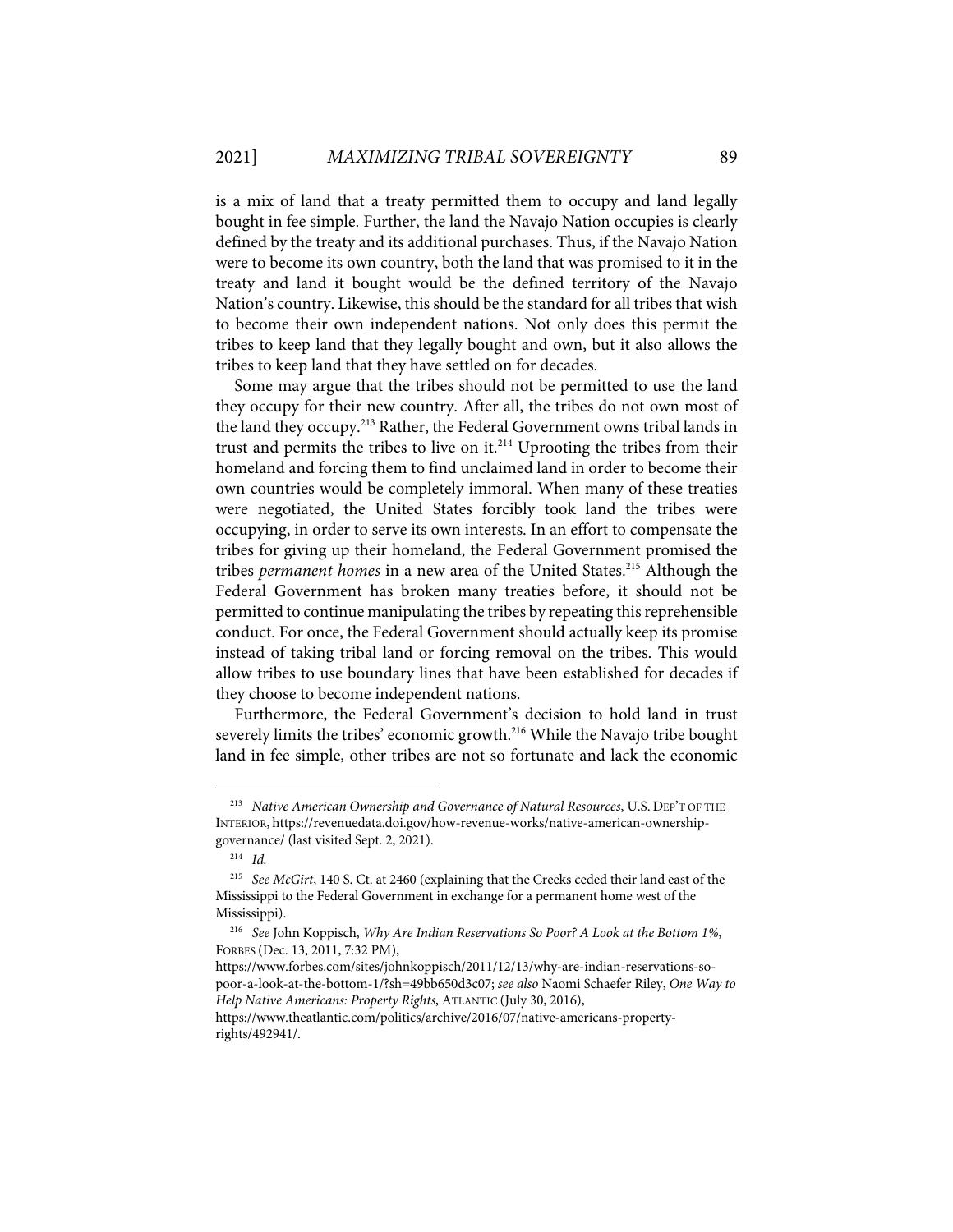is a mix of land that a treaty permitted them to occupy and land legally bought in fee simple. Further, the land the Navajo Nation occupies is clearly defined by the treaty and its additional purchases. Thus, if the Navajo Nation were to become its own country, both the land that was promised to it in the treaty and land it bought would be the defined territory of the Navajo Nation's country. Likewise, this should be the standard for all tribes that wish to become their own independent nations. Not only does this permit the tribes to keep land that they legally bought and own, but it also allows the tribes to keep land that they have settled on for decades.

Some may argue that the tribes should not be permitted to use the land they occupy for their new country. After all, the tribes do not own most of the land they occupy.[213] Rather, the Federal Government owns tribal lands in trust and permits the tribes to live on it.[214] Uprooting the tribes from their homeland and forcing them to find unclaimed land in order to become their own countries would be completely immoral. When many of these treaties were negotiated, the United States forcibly took land the tribes were occupying, in order to serve its own interests. In an effort to compensate the tribes for giving up their homeland, the Federal Government promised the tribes *permanent homes* in a new area of the United States.[215] Although the Federal Government has broken many treaties before, it should not be permitted to continue manipulating the tribes by repeating this reprehensible conduct. For once, the Federal Government should actually keep its promise instead of taking tribal land or forcing removal on the tribes. This would allow tribes to use boundary lines that have been established for decades if they choose to become independent nations.

Furthermore, the Federal Government's decision to hold land in trust severely limits the tribes' economic growth.[216] While the Navajo tribe bought land in fee simple, other tribes are not so fortunate and lack the economic

---

[213] *Native American Ownership and Governance of Natural Resources*, U.S. DEP'T OF THE INTERIOR, https://revenuedata.doi.gov/how-revenue-works/native-american-ownership-governance/ (last visited Sept. 2, 2021).

[214] *Id.*

[215] *See McGirt*, 140 S. Ct. at 2460 (explaining that the Creeks ceded their land east of the Mississippi to the Federal Government in exchange for a permanent home west of the Mississippi).

[216] *See* John Koppisch, *Why Are Indian Reservations So Poor? A Look at the Bottom 1%*, FORBES (Dec. 13, 2011, 7:32 PM), https://www.forbes.com/sites/johnkoppisch/2011/12/13/why-are-indian-reservations-so-poor-a-look-at-the-bottom-1/?sh=49bb650d3c07; *see also* Naomi Schaefer Riley, *One Way to Help Native Americans: Property Rights*, ATLANTIC (July 30, 2016), https://www.theatlantic.com/politics/archive/2016/07/native-americans-property-rights/492941/.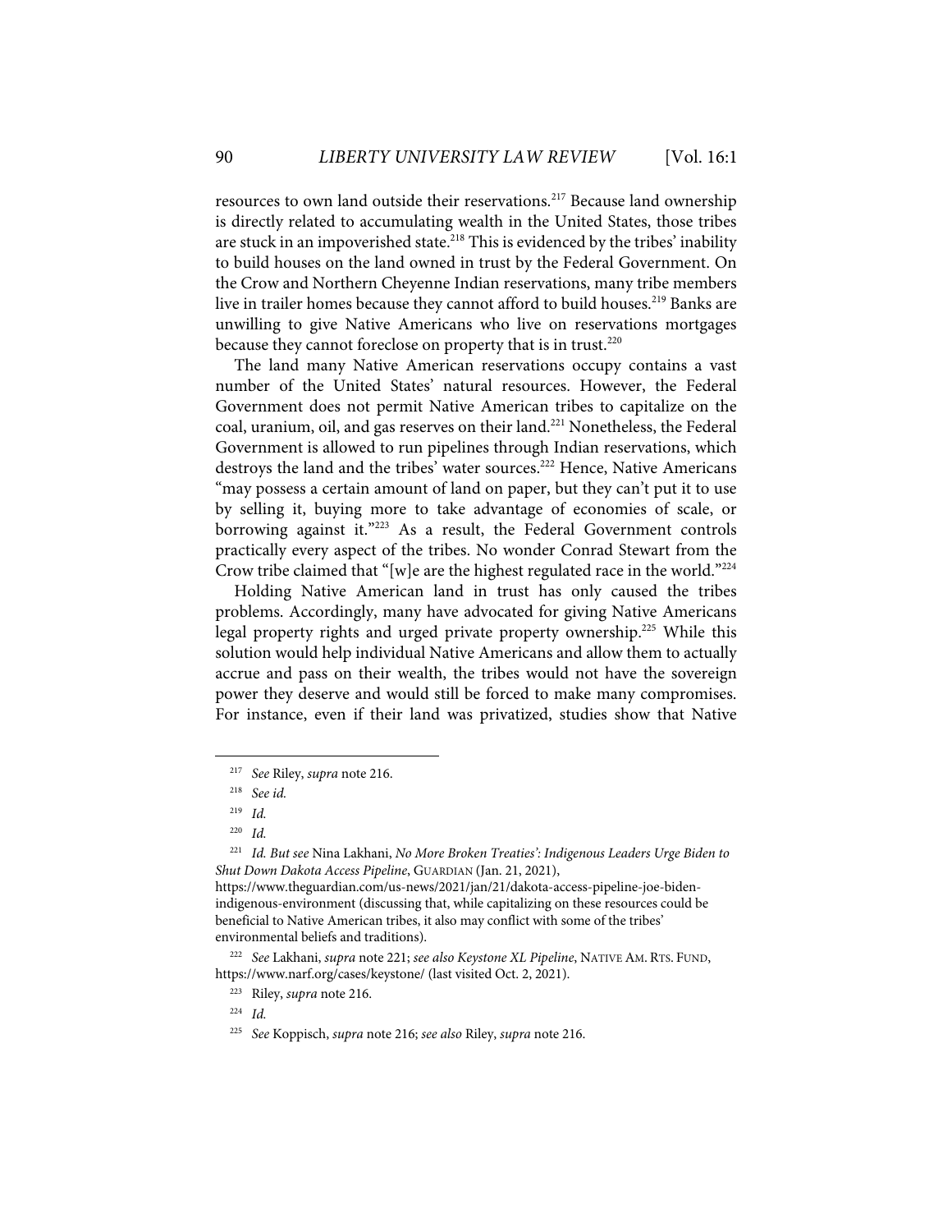resources to own land outside their reservations.[217] Because land ownership is directly related to accumulating wealth in the United States, those tribes are stuck in an impoverished state.[218] This is evidenced by the tribes' inability to build houses on the land owned in trust by the Federal Government. On the Crow and Northern Cheyenne Indian reservations, many tribe members live in trailer homes because they cannot afford to build houses.[219] Banks are unwilling to give Native Americans who live on reservations mortgages because they cannot foreclose on property that is in trust.[220]

The land many Native American reservations occupy contains a vast number of the United States' natural resources. However, the Federal Government does not permit Native American tribes to capitalize on the coal, uranium, oil, and gas reserves on their land.[221] Nonetheless, the Federal Government is allowed to run pipelines through Indian reservations, which destroys the land and the tribes' water sources.[222] Hence, Native Americans "may possess a certain amount of land on paper, but they can't put it to use by selling it, buying more to take advantage of economies of scale, or borrowing against it."[223] As a result, the Federal Government controls practically every aspect of the tribes. No wonder Conrad Stewart from the Crow tribe claimed that "[w]e are the highest regulated race in the world."[224]

Holding Native American land in trust has only caused the tribes problems. Accordingly, many have advocated for giving Native Americans legal property rights and urged private property ownership.[225] While this solution would help individual Native Americans and allow them to actually accrue and pass on their wealth, the tribes would not have the sovereign power they deserve and would still be forced to make many compromises. For instance, even if their land was privatized, studies show that Native

---

[217] *See* Riley, *supra* note 216.

[218] *See id.*

[219] *Id.*

[220] *Id.*

[221] *Id. But see* Nina Lakhani, *No More Broken Treaties': Indigenous Leaders Urge Biden to Shut Down Dakota Access Pipeline*, GUARDIAN (Jan. 21, 2021), https://www.theguardian.com/us-news/2021/jan/21/dakota-access-pipeline-joe-biden-indigenous-environment (discussing that, while capitalizing on these resources could be beneficial to Native American tribes, it also may conflict with some of the tribes' environmental beliefs and traditions).

[222] *See* Lakhani, *supra* note 221; *see also Keystone XL Pipeline*, NATIVE AM. RTS. FUND, https://www.narf.org/cases/keystone/ (last visited Oct. 2, 2021).

[223] Riley, *supra* note 216.

[224] *Id.*

[225] *See* Koppisch, *supra* note 216; *see also* Riley, *supra* note 216.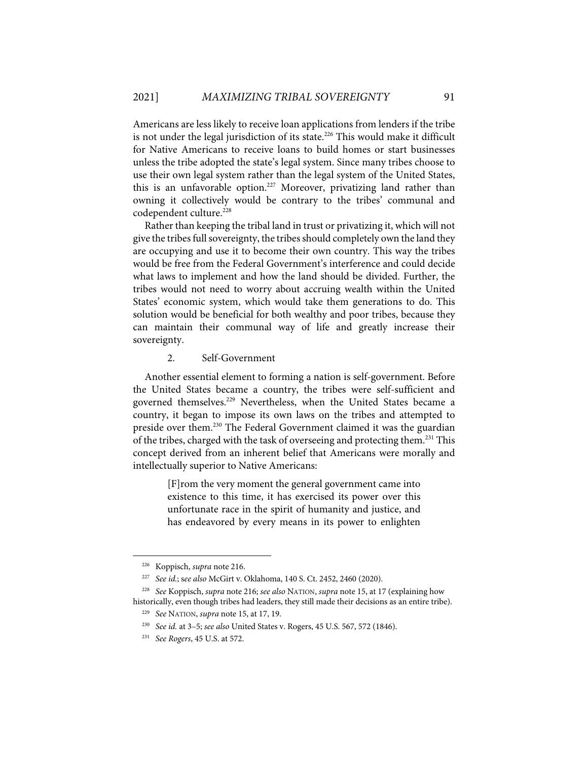Americans are less likely to receive loan applications from lenders if the tribe is not under the legal jurisdiction of its state.[226] This would make it difficult for Native Americans to receive loans to build homes or start businesses unless the tribe adopted the state's legal system. Since many tribes choose to use their own legal system rather than the legal system of the United States, this is an unfavorable option.[227] Moreover, privatizing land rather than owning it collectively would be contrary to the tribes' communal and codependent culture.[228]

Rather than keeping the tribal land in trust or privatizing it, which will not give the tribes full sovereignty, the tribes should completely own the land they are occupying and use it to become their own country. This way the tribes would be free from the Federal Government's interference and could decide what laws to implement and how the land should be divided. Further, the tribes would not need to worry about accruing wealth within the United States' economic system, which would take them generations to do. This solution would be beneficial for both wealthy and poor tribes, because they can maintain their communal way of life and greatly increase their sovereignty.

2. Self-Government

Another essential element to forming a nation is self-government. Before the United States became a country, the tribes were self-sufficient and governed themselves.[229] Nevertheless, when the United States became a country, it began to impose its own laws on the tribes and attempted to preside over them.[230] The Federal Government claimed it was the guardian of the tribes, charged with the task of overseeing and protecting them.[231] This concept derived from an inherent belief that Americans were morally and intellectually superior to Native Americans:

> [F]rom the very moment the general government came into existence to this time, it has exercised its power over this unfortunate race in the spirit of humanity and justice, and has endeavored by every means in its power to enlighten

---

[226] Koppisch, *supra* note 216.

[227] *See id.*; s*ee also* McGirt v. Oklahoma, 140 S. Ct. 2452, 2460 (2020).

[228] *See* Koppisch, *supra* note 216; *see also* NATION, *supra* note 15, at 17 (explaining how historically, even though tribes had leaders, they still made their decisions as an entire tribe).

[229] *See* NATION, *supra* note 15, at 17, 19.

[230] *See id.* at 3–5; *see also* United States v. Rogers, 45 U.S. 567, 572 (1846).

[231] *See Rogers*, 45 U.S. at 572.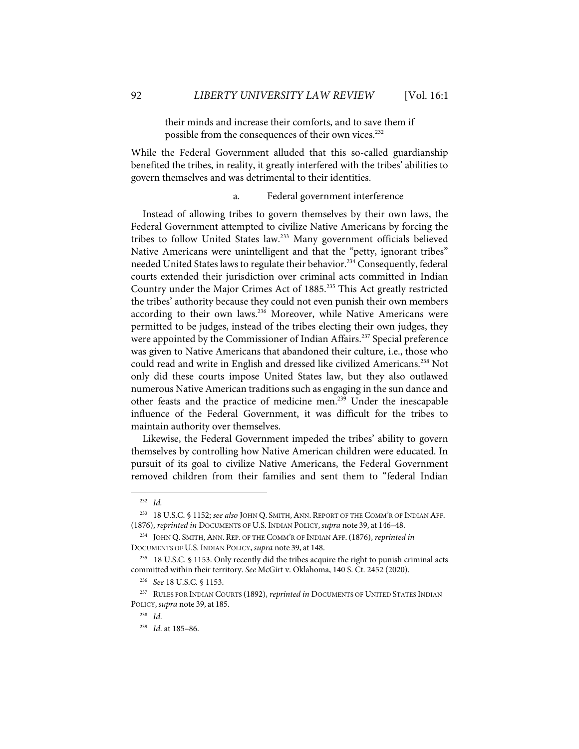their minds and increase their comforts, and to save them if possible from the consequences of their own vices.[232]

While the Federal Government alluded that this so-called guardianship benefited the tribes, in reality, it greatly interfered with the tribes' abilities to govern themselves and was detrimental to their identities.

#### a. Federal government interference

Instead of allowing tribes to govern themselves by their own laws, the Federal Government attempted to civilize Native Americans by forcing the tribes to follow United States law.[233] Many government officials believed Native Americans were unintelligent and that the "petty, ignorant tribes" needed United States laws to regulate their behavior.[234] Consequently, federal courts extended their jurisdiction over criminal acts committed in Indian Country under the Major Crimes Act of 1885.[235] This Act greatly restricted the tribes' authority because they could not even punish their own members according to their own laws.[236] Moreover, while Native Americans were permitted to be judges, instead of the tribes electing their own judges, they were appointed by the Commissioner of Indian Affairs.[237] Special preference was given to Native Americans that abandoned their culture, i.e., those who could read and write in English and dressed like civilized Americans.[238] Not only did these courts impose United States law, but they also outlawed numerous Native American traditions such as engaging in the sun dance and other feasts and the practice of medicine men.[239] Under the inescapable influence of the Federal Government, it was difficult for the tribes to maintain authority over themselves.

Likewise, the Federal Government impeded the tribes' ability to govern themselves by controlling how Native American children were educated. In pursuit of its goal to civilize Native Americans, the Federal Government removed children from their families and sent them to "federal Indian

---

[232] *Id.*

[233] 18 U.S.C. § 1152; *see also* JOHN Q. SMITH, ANN. REPORT OF THE COMM'R OF INDIAN AFF. (1876), *reprinted in* DOCUMENTS OF U.S. INDIAN POLICY, *supra* note 39, at 146–48.

[234] JOHN Q. SMITH, ANN. REP. OF THE COMM'R OF INDIAN AFF. (1876), *reprinted in* DOCUMENTS OF U.S. INDIAN POLICY, *supra* note 39, at 148.

[235] 18 U.S.C. § 1153. Only recently did the tribes acquire the right to punish criminal acts committed within their territory. *See* McGirt v. Oklahoma, 140 S. Ct. 2452 (2020).

[236] *See* 18 U.S.C. § 1153.

[237] RULES FOR INDIAN COURTS (1892), *reprinted in* DOCUMENTS OF UNITED STATES INDIAN POLICY, *supra* note 39, at 185.

[238] *Id.*

[239] *Id.* at 185–86.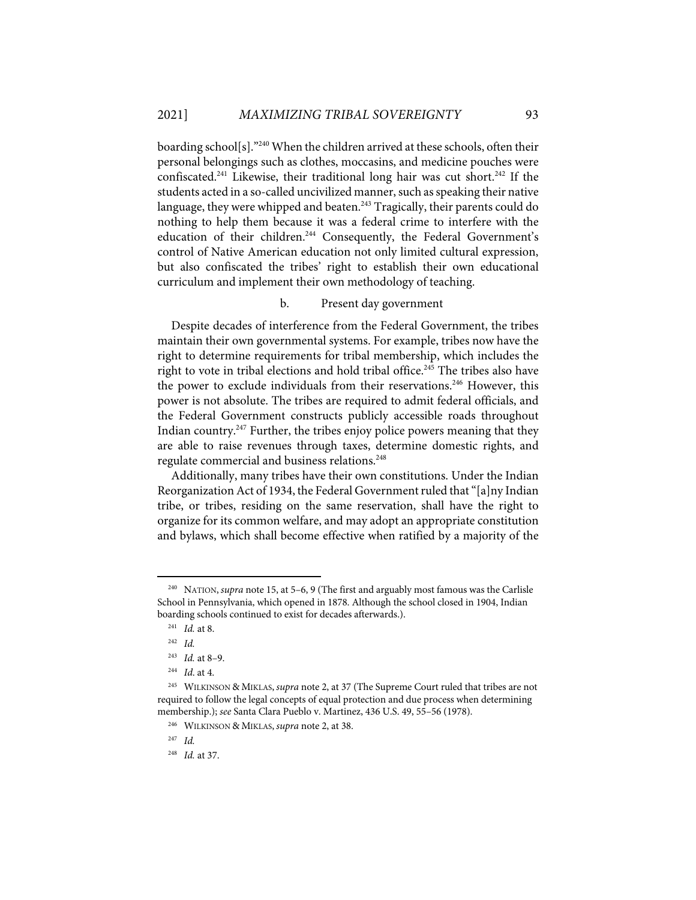boarding school[s]."[240] When the children arrived at these schools, often their personal belongings such as clothes, moccasins, and medicine pouches were confiscated.[241] Likewise, their traditional long hair was cut short.[242] If the students acted in a so-called uncivilized manner, such as speaking their native language, they were whipped and beaten.[243] Tragically, their parents could do nothing to help them because it was a federal crime to interfere with the education of their children.[244] Consequently, the Federal Government's control of Native American education not only limited cultural expression, but also confiscated the tribes' right to establish their own educational curriculum and implement their own methodology of teaching.

#### b. Present day government

Despite decades of interference from the Federal Government, the tribes maintain their own governmental systems. For example, tribes now have the right to determine requirements for tribal membership, which includes the right to vote in tribal elections and hold tribal office.[245] The tribes also have the power to exclude individuals from their reservations.[246] However, this power is not absolute. The tribes are required to admit federal officials, and the Federal Government constructs publicly accessible roads throughout Indian country.[247] Further, the tribes enjoy police powers meaning that they are able to raise revenues through taxes, determine domestic rights, and regulate commercial and business relations.[248]

Additionally, many tribes have their own constitutions. Under the Indian Reorganization Act of 1934, the Federal Government ruled that "[a]ny Indian tribe, or tribes, residing on the same reservation, shall have the right to organize for its common welfare, and may adopt an appropriate constitution and bylaws, which shall become effective when ratified by a majority of the

---

[240] NATION, *supra* note 15, at 5–6, 9 (The first and arguably most famous was the Carlisle School in Pennsylvania, which opened in 1878. Although the school closed in 1904, Indian boarding schools continued to exist for decades afterwards.).

[241] *Id.* at 8.

[242] *Id.*

[243] *Id.* at 8–9.

[244] *Id.* at 4.

[245] WILKINSON & MIKLAS, *supra* note 2, at 37 (The Supreme Court ruled that tribes are not required to follow the legal concepts of equal protection and due process when determining membership.); *see* Santa Clara Pueblo v. Martinez, 436 U.S. 49, 55–56 (1978).

[246] WILKINSON & MIKLAS, *supra* note 2, at 38.

[247] *Id.*

[248] *Id.* at 37.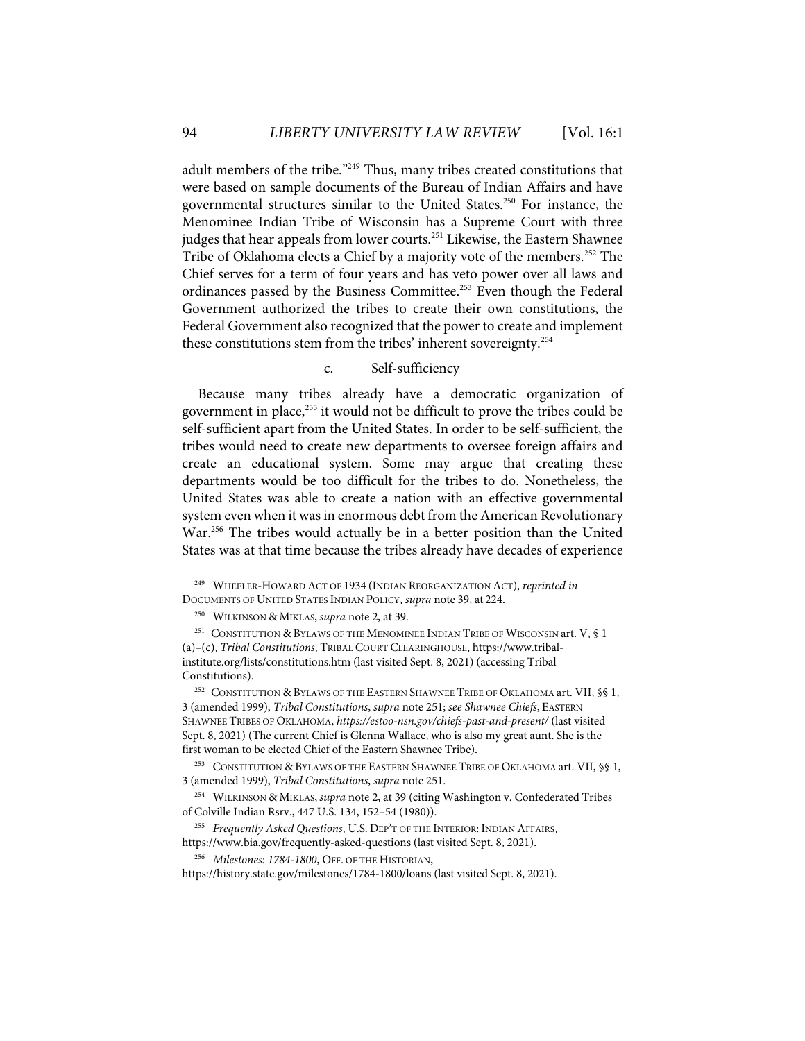adult members of the tribe."[249] Thus, many tribes created constitutions that were based on sample documents of the Bureau of Indian Affairs and have governmental structures similar to the United States.[250] For instance, the Menominee Indian Tribe of Wisconsin has a Supreme Court with three judges that hear appeals from lower courts.[251] Likewise, the Eastern Shawnee Tribe of Oklahoma elects a Chief by a majority vote of the members.[252] The Chief serves for a term of four years and has veto power over all laws and ordinances passed by the Business Committee.[253] Even though the Federal Government authorized the tribes to create their own constitutions, the Federal Government also recognized that the power to create and implement these constitutions stem from the tribes' inherent sovereignty.[254]

#### c. Self-sufficiency

Because many tribes already have a democratic organization of government in place,[255] it would not be difficult to prove the tribes could be self-sufficient apart from the United States. In order to be self-sufficient, the tribes would need to create new departments to oversee foreign affairs and create an educational system. Some may argue that creating these departments would be too difficult for the tribes to do. Nonetheless, the United States was able to create a nation with an effective governmental system even when it was in enormous debt from the American Revolutionary War.[256] The tribes would actually be in a better position than the United States was at that time because the tribes already have decades of experience

---

[249] WHEELER-HOWARD ACT OF 1934 (INDIAN REORGANIZATION ACT), *reprinted in* DOCUMENTS OF UNITED STATES INDIAN POLICY, *supra* note 39, at 224.

[250] WILKINSON & MIKLAS, *supra* note 2, at 39.

[251] CONSTITUTION & BYLAWS OF THE MENOMINEE INDIAN TRIBE OF WISCONSIN art. V, § 1 (a)–(c), *Tribal Constitutions*, TRIBAL COURT CLEARINGHOUSE, https://www.tribal-institute.org/lists/constitutions.htm (last visited Sept. 8, 2021) (accessing Tribal Constitutions).

[252] CONSTITUTION & BYLAWS OF THE EASTERN SHAWNEE TRIBE OF OKLAHOMA art. VII, §§ 1, 3 (amended 1999), *Tribal Constitutions*, *supra* note 251; *see Shawnee Chiefs*, EASTERN SHAWNEE TRIBES OF OKLAHOMA, *https://estoo-nsn.gov/chiefs-past-and-present/* (last visited Sept. 8, 2021) (The current Chief is Glenna Wallace, who is also my great aunt. She is the first woman to be elected Chief of the Eastern Shawnee Tribe).

[253] CONSTITUTION & BYLAWS OF THE EASTERN SHAWNEE TRIBE OF OKLAHOMA art. VII, §§ 1, 3 (amended 1999), *Tribal Constitutions*, *supra* note 251.

[254] WILKINSON & MIKLAS, *supra* note 2, at 39 (citing Washington v. Confederated Tribes of Colville Indian Rsrv., 447 U.S. 134, 152–54 (1980)).

[255] *Frequently Asked Questions*, U.S. DEP'T OF THE INTERIOR: INDIAN AFFAIRS, https://www.bia.gov/frequently-asked-questions (last visited Sept. 8, 2021).

[256] *Milestones: 1784-1800*, OFF. OF THE HISTORIAN, https://history.state.gov/milestones/1784-1800/loans (last visited Sept. 8, 2021).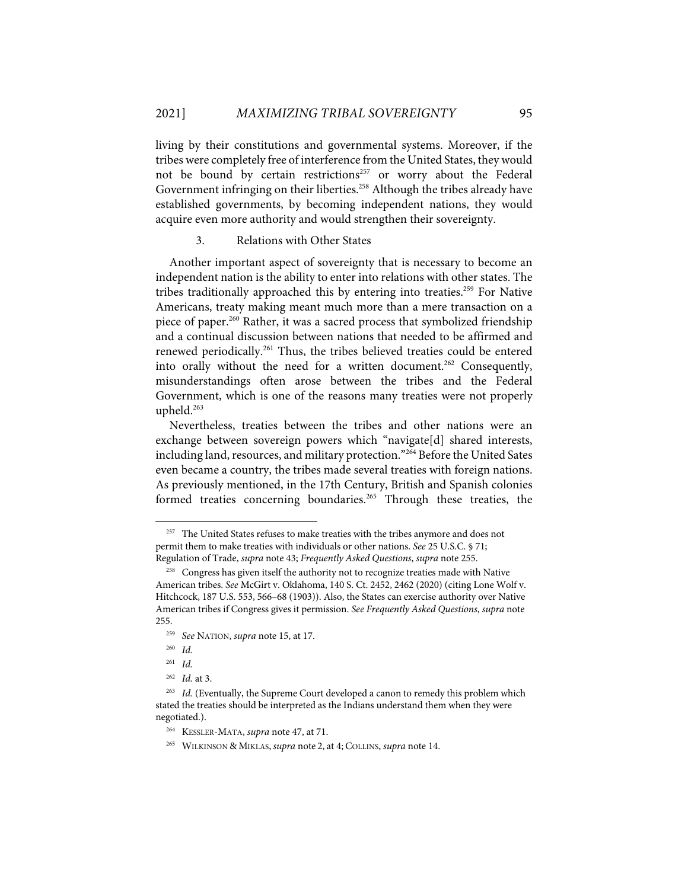living by their constitutions and governmental systems. Moreover, if the tribes were completely free of interference from the United States, they would not be bound by certain restrictions[257] or worry about the Federal Government infringing on their liberties.[258] Although the tribes already have established governments, by becoming independent nations, they would acquire even more authority and would strengthen their sovereignty.

### 3. Relations with Other States

Another important aspect of sovereignty that is necessary to become an independent nation is the ability to enter into relations with other states. The tribes traditionally approached this by entering into treaties.[259] For Native Americans, treaty making meant much more than a mere transaction on a piece of paper.[260] Rather, it was a sacred process that symbolized friendship and a continual discussion between nations that needed to be affirmed and renewed periodically.[261] Thus, the tribes believed treaties could be entered into orally without the need for a written document.[262] Consequently, misunderstandings often arose between the tribes and the Federal Government, which is one of the reasons many treaties were not properly upheld.[263]

Nevertheless, treaties between the tribes and other nations were an exchange between sovereign powers which "navigate[d] shared interests, including land, resources, and military protection."[264] Before the United Sates even became a country, the tribes made several treaties with foreign nations. As previously mentioned, in the 17th Century, British and Spanish colonies formed treaties concerning boundaries.[265] Through these treaties, the

---

[257] The United States refuses to make treaties with the tribes anymore and does not permit them to make treaties with individuals or other nations. *See* 25 U.S.C. § 71; Regulation of Trade, *supra* note 43; *Frequently Asked Questions*, *supra* note 255.

[258] Congress has given itself the authority not to recognize treaties made with Native American tribes. *See* McGirt v. Oklahoma, 140 S. Ct. 2452, 2462 (2020) (citing Lone Wolf v. Hitchcock, 187 U.S. 553, 566–68 (1903)). Also, the States can exercise authority over Native American tribes if Congress gives it permission. *See Frequently Asked Questions*, *supra* note 255.

[259] *See* NATION, *supra* note 15, at 17.

[260] *Id.*

[261] *Id.*

[262] *Id.* at 3.

[263] *Id.* (Eventually, the Supreme Court developed a canon to remedy this problem which stated the treaties should be interpreted as the Indians understand them when they were negotiated.).

[264] KESSLER-MATA, *supra* note 47, at 71.

[265] WILKINSON & MIKLAS, *supra* note 2, at 4; COLLINS, *supra* note 14.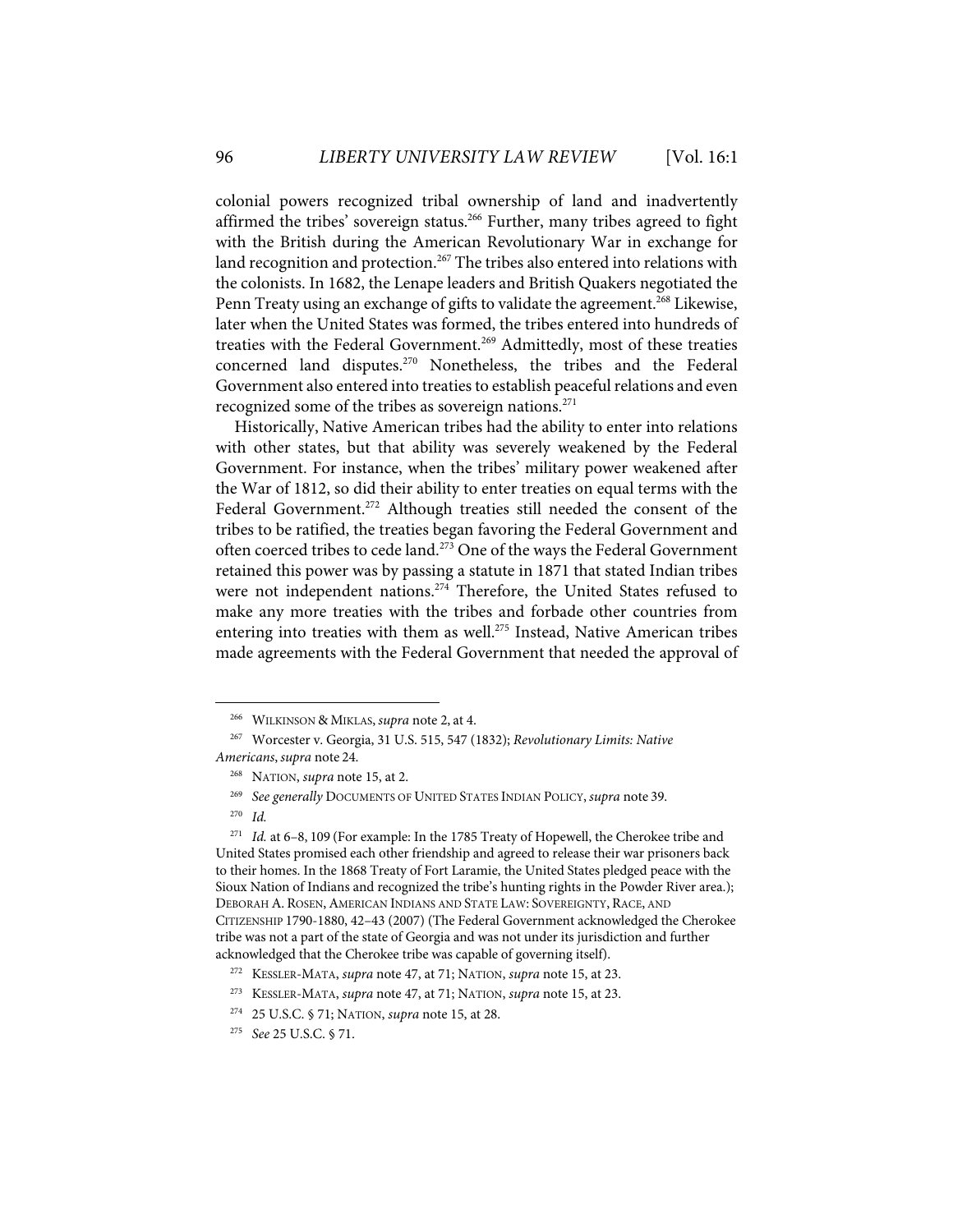colonial powers recognized tribal ownership of land and inadvertently affirmed the tribes' sovereign status.[266] Further, many tribes agreed to fight with the British during the American Revolutionary War in exchange for land recognition and protection.[267] The tribes also entered into relations with the colonists. In 1682, the Lenape leaders and British Quakers negotiated the Penn Treaty using an exchange of gifts to validate the agreement.[268] Likewise, later when the United States was formed, the tribes entered into hundreds of treaties with the Federal Government.[269] Admittedly, most of these treaties concerned land disputes.[270] Nonetheless, the tribes and the Federal Government also entered into treaties to establish peaceful relations and even recognized some of the tribes as sovereign nations.[271]

Historically, Native American tribes had the ability to enter into relations with other states, but that ability was severely weakened by the Federal Government. For instance, when the tribes' military power weakened after the War of 1812, so did their ability to enter treaties on equal terms with the Federal Government.[272] Although treaties still needed the consent of the tribes to be ratified, the treaties began favoring the Federal Government and often coerced tribes to cede land.[273] One of the ways the Federal Government retained this power was by passing a statute in 1871 that stated Indian tribes were not independent nations.[274] Therefore, the United States refused to make any more treaties with the tribes and forbade other countries from entering into treaties with them as well.[275] Instead, Native American tribes made agreements with the Federal Government that needed the approval of

---

[266] WILKINSON & MIKLAS, *supra* note 2, at 4.

[267] Worcester v. Georgia, 31 U.S. 515, 547 (1832); *Revolutionary Limits: Native Americans*, *supra* note 24.

[268] NATION, *supra* note 15, at 2.

[269] *See generally* DOCUMENTS OF UNITED STATES INDIAN POLICY, *supra* note 39.

[270] *Id.*

[271] *Id.* at 6–8, 109 (For example: In the 1785 Treaty of Hopewell, the Cherokee tribe and United States promised each other friendship and agreed to release their war prisoners back to their homes. In the 1868 Treaty of Fort Laramie, the United States pledged peace with the Sioux Nation of Indians and recognized the tribe's hunting rights in the Powder River area.); DEBORAH A. ROSEN, AMERICAN INDIANS AND STATE LAW: SOVEREIGNTY, RACE, AND CITIZENSHIP 1790-1880, 42–43 (2007) (The Federal Government acknowledged the Cherokee tribe was not a part of the state of Georgia and was not under its jurisdiction and further acknowledged that the Cherokee tribe was capable of governing itself).

[272] KESSLER-MATA, *supra* note 47, at 71; NATION, *supra* note 15, at 23.

[273] KESSLER-MATA, *supra* note 47, at 71; NATION, *supra* note 15, at 23.

[274] 25 U.S.C. § 71; NATION, *supra* note 15, at 28.

[275] *See* 25 U.S.C. § 71.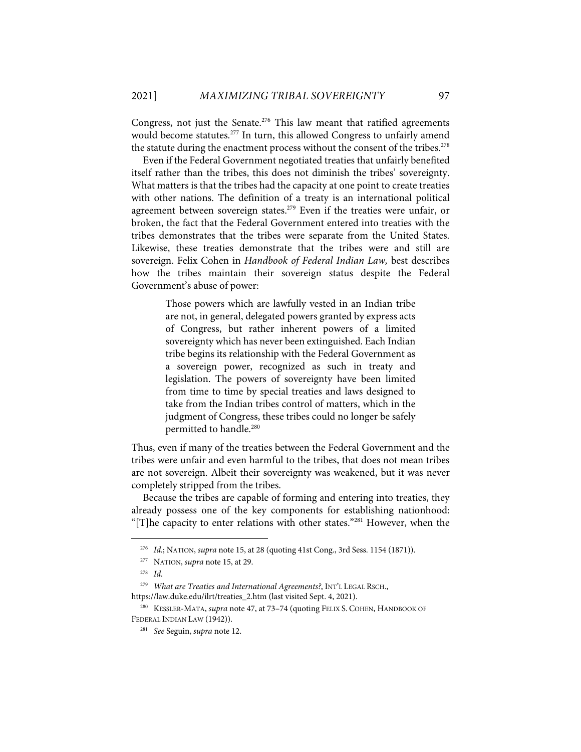Congress, not just the Senate.[276] This law meant that ratified agreements would become statutes.[277] In turn, this allowed Congress to unfairly amend the statute during the enactment process without the consent of the tribes.[278]

Even if the Federal Government negotiated treaties that unfairly benefited itself rather than the tribes, this does not diminish the tribes' sovereignty. What matters is that the tribes had the capacity at one point to create treaties with other nations. The definition of a treaty is an international political agreement between sovereign states.[279] Even if the treaties were unfair, or broken, the fact that the Federal Government entered into treaties with the tribes demonstrates that the tribes were separate from the United States. Likewise, these treaties demonstrate that the tribes were and still are sovereign. Felix Cohen in *Handbook of Federal Indian Law,* best describes how the tribes maintain their sovereign status despite the Federal Government's abuse of power:

> Those powers which are lawfully vested in an Indian tribe are not, in general, delegated powers granted by express acts of Congress, but rather inherent powers of a limited sovereignty which has never been extinguished. Each Indian tribe begins its relationship with the Federal Government as a sovereign power, recognized as such in treaty and legislation. The powers of sovereignty have been limited from time to time by special treaties and laws designed to take from the Indian tribes control of matters, which in the judgment of Congress, these tribes could no longer be safely permitted to handle.[280]

Thus, even if many of the treaties between the Federal Government and the tribes were unfair and even harmful to the tribes, that does not mean tribes are not sovereign. Albeit their sovereignty was weakened, but it was never completely stripped from the tribes.

Because the tribes are capable of forming and entering into treaties, they already possess one of the key components for establishing nationhood: "[T]he capacity to enter relations with other states."[281] However, when the

---

[276] *Id.*; NATION, *supra* note 15, at 28 (quoting 41st Cong., 3rd Sess. 1154 (1871)).

[277] NATION, *supra* note 15, at 29.

[278] *Id.*

[279] *What are Treaties and International Agreements?*, INT'L LEGAL RSCH., https://law.duke.edu/ilrt/treaties_2.htm (last visited Sept. 4, 2021).

[280] KESSLER-MATA, *supra* note 47, at 73–74 (quoting FELIX S. COHEN, HANDBOOK OF FEDERAL INDIAN LAW (1942)).

[281] *See* Seguin, *supra* note 12.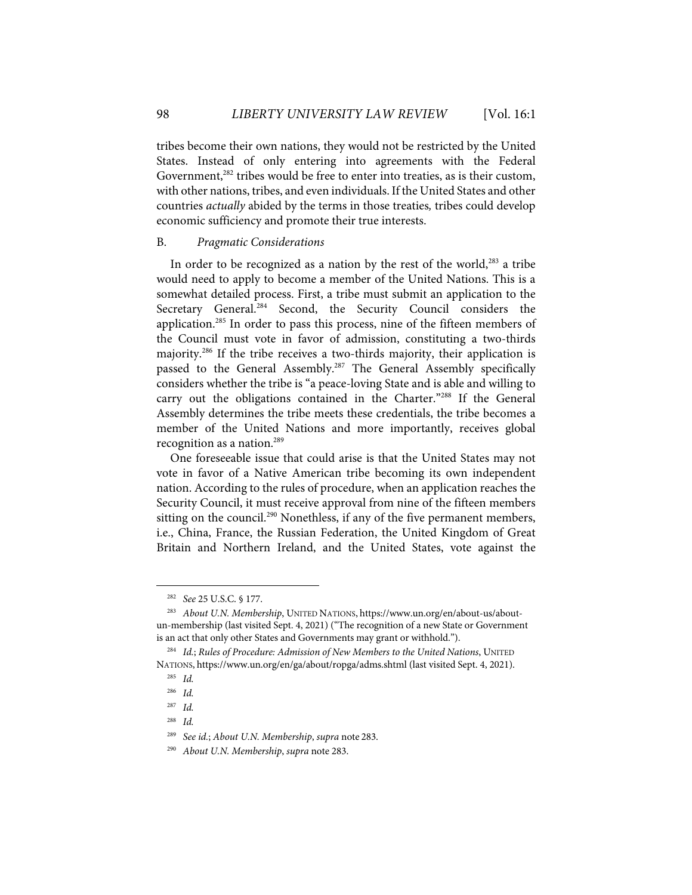tribes become their own nations, they would not be restricted by the United States. Instead of only entering into agreements with the Federal Government,[282] tribes would be free to enter into treaties, as is their custom, with other nations, tribes, and even individuals. If the United States and other countries *actually* abided by the terms in those treaties*,* tribes could develop economic sufficiency and promote their true interests.

### B. *Pragmatic Considerations*

In order to be recognized as a nation by the rest of the world,[283] a tribe would need to apply to become a member of the United Nations. This is a somewhat detailed process. First, a tribe must submit an application to the Secretary General.[284] Second, the Security Council considers the application.[285] In order to pass this process, nine of the fifteen members of the Council must vote in favor of admission, constituting a two-thirds majority.[286] If the tribe receives a two-thirds majority, their application is passed to the General Assembly.[287] The General Assembly specifically considers whether the tribe is "a peace-loving State and is able and willing to carry out the obligations contained in the Charter."[288] If the General Assembly determines the tribe meets these credentials, the tribe becomes a member of the United Nations and more importantly, receives global recognition as a nation.[289]

One foreseeable issue that could arise is that the United States may not vote in favor of a Native American tribe becoming its own independent nation. According to the rules of procedure, when an application reaches the Security Council, it must receive approval from nine of the fifteen members sitting on the council.[290] Nonetheless, if any of the five permanent members, i.e., China, France, the Russian Federation, the United Kingdom of Great Britain and Northern Ireland, and the United States, vote against the

---

[282] *See* 25 U.S.C. § 177.

[283] *About U.N. Membership*, UNITED NATIONS, https://www.un.org/en/about-us/about-un-membership (last visited Sept. 4, 2021) ("The recognition of a new State or Government is an act that only other States and Governments may grant or withhold.").

[284] *Id.*; *Rules of Procedure: Admission of New Members to the United Nations*, UNITED NATIONS, https://www.un.org/en/ga/about/ropga/adms.shtml (last visited Sept. 4, 2021).

[285] *Id.*

[286] *Id.*

[287] *Id.*

[288] *Id.*

[289] *See id.*; *About U.N. Membership*, *supra* note 283.

[290] *About U.N. Membership*, *supra* note 283.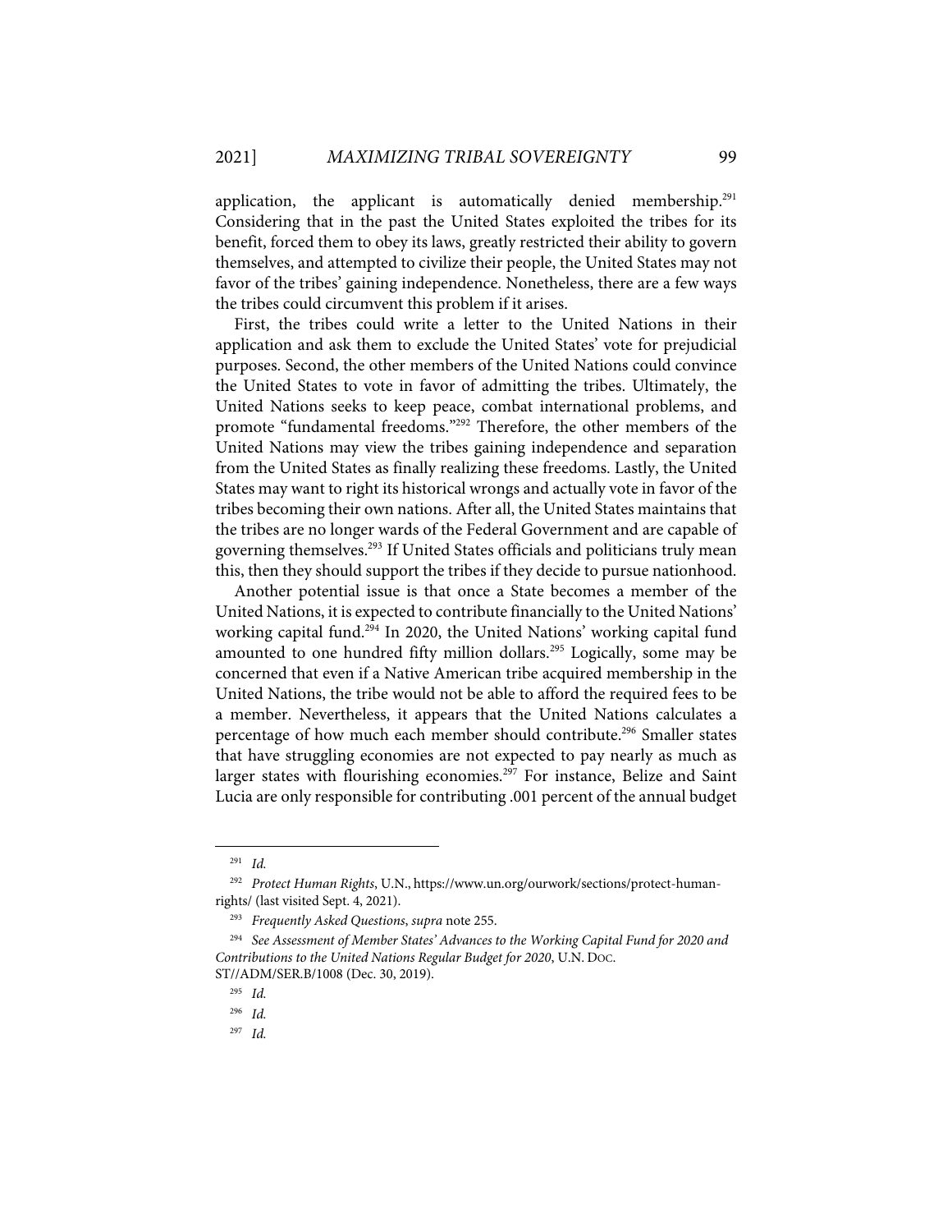application, the applicant is automatically denied membership.[291] Considering that in the past the United States exploited the tribes for its benefit, forced them to obey its laws, greatly restricted their ability to govern themselves, and attempted to civilize their people, the United States may not favor of the tribes' gaining independence. Nonetheless, there are a few ways the tribes could circumvent this problem if it arises.

First, the tribes could write a letter to the United Nations in their application and ask them to exclude the United States' vote for prejudicial purposes. Second, the other members of the United Nations could convince the United States to vote in favor of admitting the tribes. Ultimately, the United Nations seeks to keep peace, combat international problems, and promote "fundamental freedoms."[292] Therefore, the other members of the United Nations may view the tribes gaining independence and separation from the United States as finally realizing these freedoms. Lastly, the United States may want to right its historical wrongs and actually vote in favor of the tribes becoming their own nations. After all, the United States maintains that the tribes are no longer wards of the Federal Government and are capable of governing themselves.[293] If United States officials and politicians truly mean this, then they should support the tribes if they decide to pursue nationhood.

Another potential issue is that once a State becomes a member of the United Nations, it is expected to contribute financially to the United Nations' working capital fund.[294] In 2020, the United Nations' working capital fund amounted to one hundred fifty million dollars.[295] Logically, some may be concerned that even if a Native American tribe acquired membership in the United Nations, the tribe would not be able to afford the required fees to be a member. Nevertheless, it appears that the United Nations calculates a percentage of how much each member should contribute.[296] Smaller states that have struggling economies are not expected to pay nearly as much as larger states with flourishing economies.[297] For instance, Belize and Saint Lucia are only responsible for contributing .001 percent of the annual budget

---

[291] *Id.*

[292] *Protect Human Rights*, U.N., https://www.un.org/ourwork/sections/protect-human-rights/ (last visited Sept. 4, 2021).

[293] *Frequently Asked Questions*, *supra* note 255.

[294] *See Assessment of Member States' Advances to the Working Capital Fund for 2020 and Contributions to the United Nations Regular Budget for 2020*, U.N. DOC. ST//ADM/SER.B/1008 (Dec. 30, 2019).

[295] *Id.*

[296] *Id.*

[297] *Id.*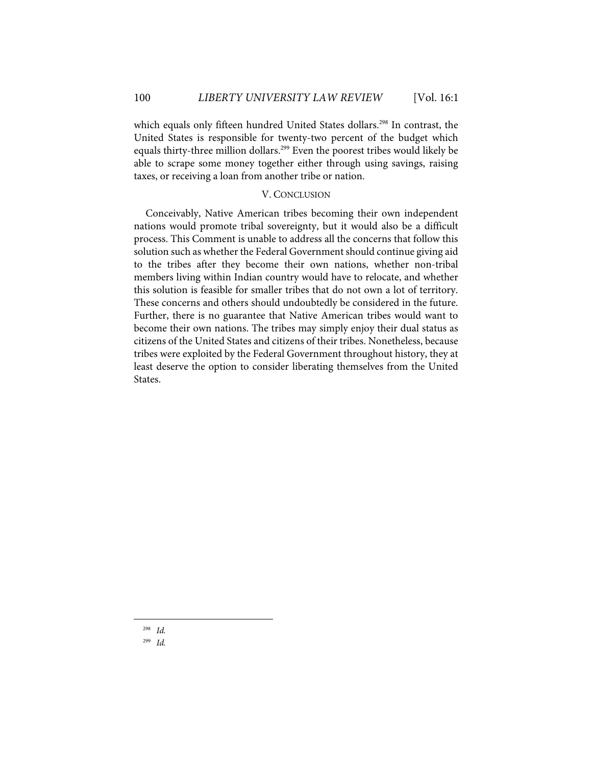which equals only fifteen hundred United States dollars.[298] In contrast, the United States is responsible for twenty-two percent of the budget which equals thirty-three million dollars.[299] Even the poorest tribes would likely be able to scrape some money together either through using savings, raising taxes, or receiving a loan from another tribe or nation.

## V. CONCLUSION

Conceivably, Native American tribes becoming their own independent nations would promote tribal sovereignty, but it would also be a difficult process. This Comment is unable to address all the concerns that follow this solution such as whether the Federal Government should continue giving aid to the tribes after they become their own nations, whether non-tribal members living within Indian country would have to relocate, and whether this solution is feasible for smaller tribes that do not own a lot of territory. These concerns and others should undoubtedly be considered in the future. Further, there is no guarantee that Native American tribes would want to become their own nations. The tribes may simply enjoy their dual status as citizens of the United States and citizens of their tribes. Nonetheless, because tribes were exploited by the Federal Government throughout history, they at least deserve the option to consider liberating themselves from the United States.

---

[298] *Id.*

[299] *Id.*